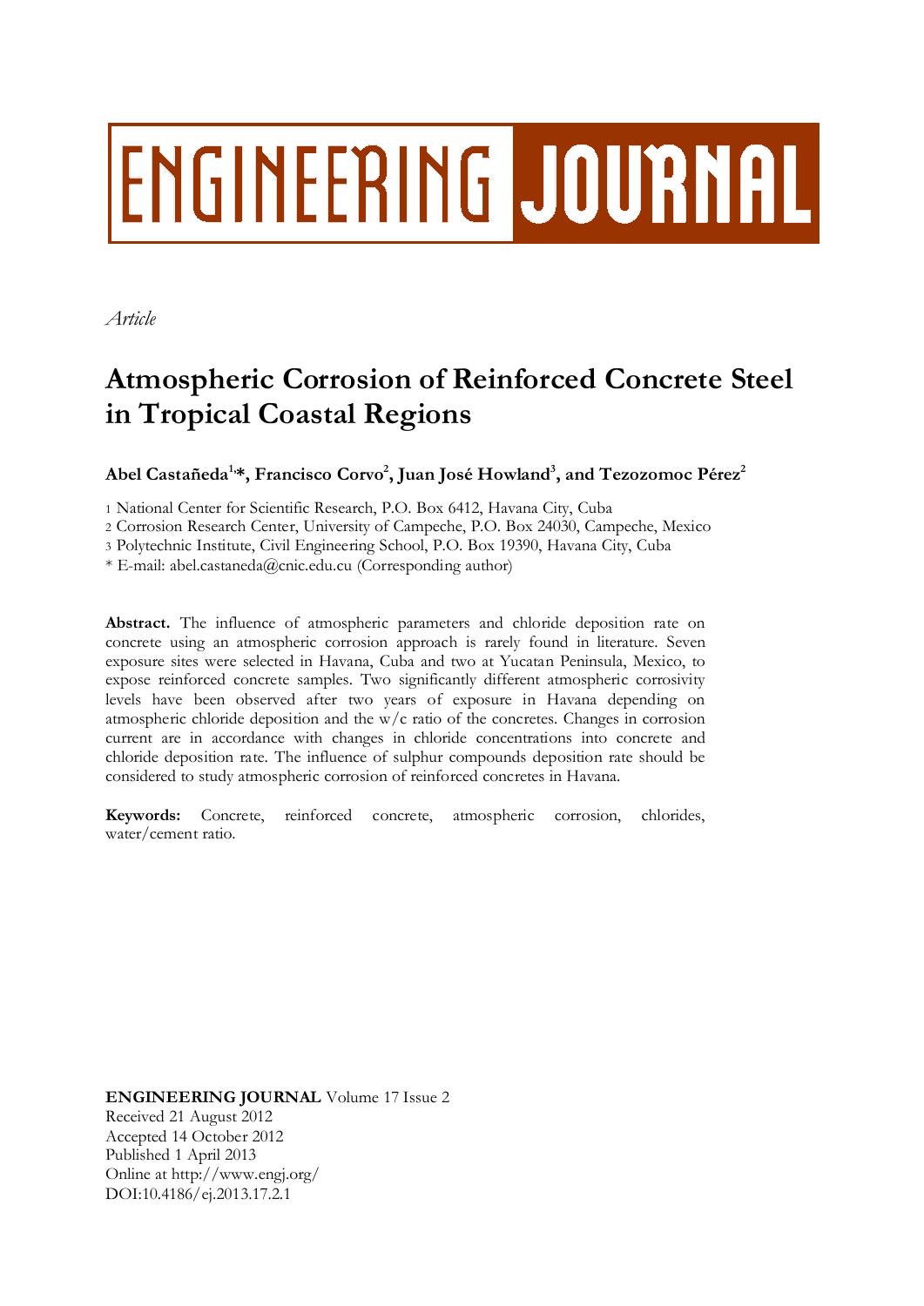ENGINEERING JOURNAL

*Article*

# Atmospheric Corrosion of Reinforced Concrete Steel in Tropical Coastal Regions

**Abel Castañeda[1,*], Francisco Corvo[2], Juan José Howland[3], and Tezozomoc Pérez[2]**

1 National Center for Scientific Research, P.O. Box 6412, Havana City, Cuba

2 Corrosion Research Center, University of Campeche, P.O. Box 24030, Campeche, Mexico

3 Polytechnic Institute, Civil Engineering School, P.O. Box 19390, Havana City, Cuba

\* E-mail: abel.castaneda@cnic.edu.cu (Corresponding author)

**Abstract.** The influence of atmospheric parameters and chloride deposition rate on concrete using an atmospheric corrosion approach is rarely found in literature. Seven exposure sites were selected in Havana, Cuba and two at Yucatan Peninsula, Mexico, to expose reinforced concrete samples. Two significantly different atmospheric corrosivity levels have been observed after two years of exposure in Havana depending on atmospheric chloride deposition and the w/c ratio of the concretes. Changes in corrosion current are in accordance with changes in chloride concentrations into concrete and chloride deposition rate. The influence of sulphur compounds deposition rate should be considered to study atmospheric corrosion of reinforced concretes in Havana.

**Keywords:** Concrete, reinforced concrete, atmospheric corrosion, chlorides, water/cement ratio.

**ENGINEERING JOURNAL** Volume 17 Issue 2
Received 21 August 2012
Accepted 14 October 2012
Published 1 April 2013
Online at http://www.engj.org/
DOI:10.4186/ej.2013.17.2.1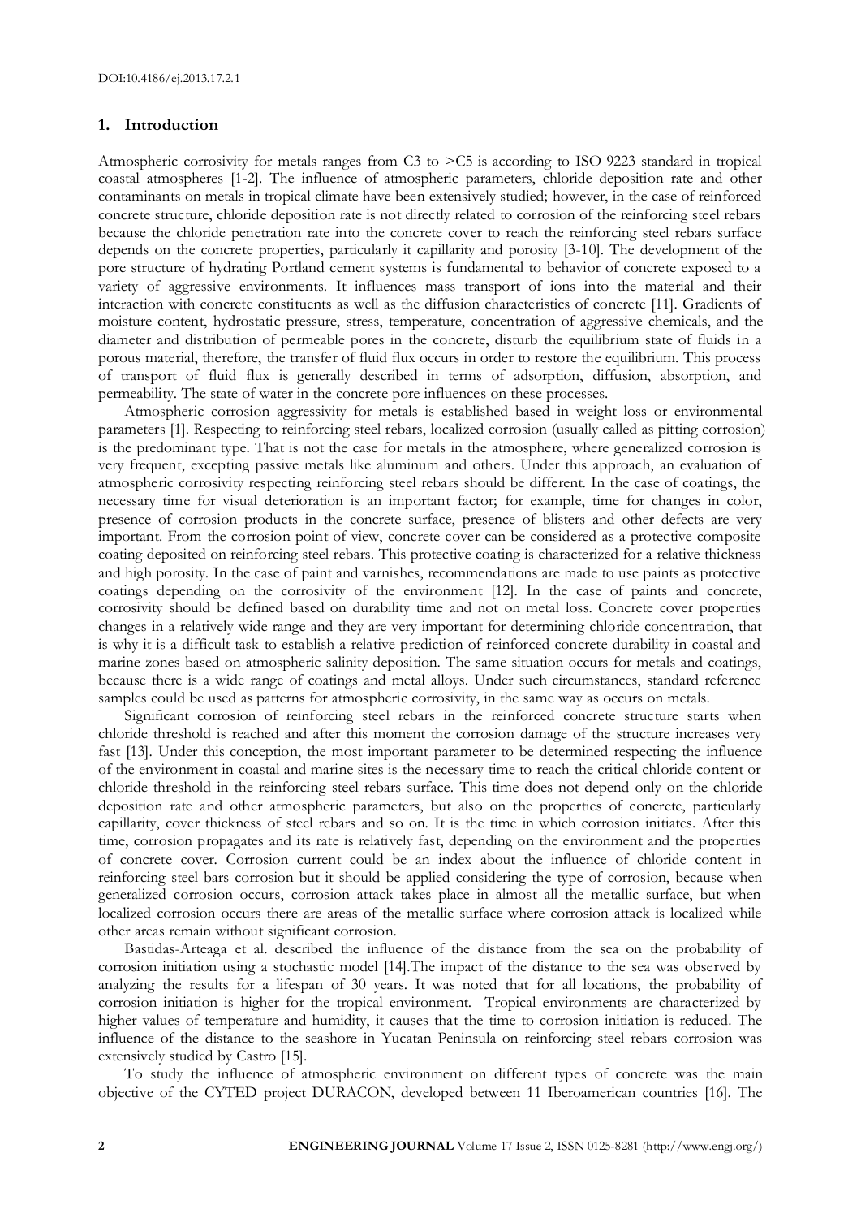## 1. Introduction

Atmospheric corrosivity for metals ranges from C3 to >C5 is according to ISO 9223 standard in tropical coastal atmospheres [1-2]. The influence of atmospheric parameters, chloride deposition rate and other contaminants on metals in tropical climate have been extensively studied; however, in the case of reinforced concrete structure, chloride deposition rate is not directly related to corrosion of the reinforcing steel rebars because the chloride penetration rate into the concrete cover to reach the reinforcing steel rebars surface depends on the concrete properties, particularly it capillarity and porosity [3-10]. The development of the pore structure of hydrating Portland cement systems is fundamental to behavior of concrete exposed to a variety of aggressive environments. It influences mass transport of ions into the material and their interaction with concrete constituents as well as the diffusion characteristics of concrete [11]. Gradients of moisture content, hydrostatic pressure, stress, temperature, concentration of aggressive chemicals, and the diameter and distribution of permeable pores in the concrete, disturb the equilibrium state of fluids in a porous material, therefore, the transfer of fluid flux occurs in order to restore the equilibrium. This process of transport of fluid flux is generally described in terms of adsorption, diffusion, absorption, and permeability. The state of water in the concrete pore influences on these processes.

Atmospheric corrosion aggressivity for metals is established based in weight loss or environmental parameters [1]. Respecting to reinforcing steel rebars, localized corrosion (usually called as pitting corrosion) is the predominant type. That is not the case for metals in the atmosphere, where generalized corrosion is very frequent, excepting passive metals like aluminum and others. Under this approach, an evaluation of atmospheric corrosivity respecting reinforcing steel rebars should be different. In the case of coatings, the necessary time for visual deterioration is an important factor; for example, time for changes in color, presence of corrosion products in the concrete surface, presence of blisters and other defects are very important. From the corrosion point of view, concrete cover can be considered as a protective composite coating deposited on reinforcing steel rebars. This protective coating is characterized for a relative thickness and high porosity. In the case of paint and varnishes, recommendations are made to use paints as protective coatings depending on the corrosivity of the environment [12]. In the case of paints and concrete, corrosivity should be defined based on durability time and not on metal loss. Concrete cover properties changes in a relatively wide range and they are very important for determining chloride concentration, that is why it is a difficult task to establish a relative prediction of reinforced concrete durability in coastal and marine zones based on atmospheric salinity deposition. The same situation occurs for metals and coatings, because there is a wide range of coatings and metal alloys. Under such circumstances, standard reference samples could be used as patterns for atmospheric corrosivity, in the same way as occurs on metals.

Significant corrosion of reinforcing steel rebars in the reinforced concrete structure starts when chloride threshold is reached and after this moment the corrosion damage of the structure increases very fast [13]. Under this conception, the most important parameter to be determined respecting the influence of the environment in coastal and marine sites is the necessary time to reach the critical chloride content or chloride threshold in the reinforcing steel rebars surface. This time does not depend only on the chloride deposition rate and other atmospheric parameters, but also on the properties of concrete, particularly capillarity, cover thickness of steel rebars and so on. It is the time in which corrosion initiates. After this time, corrosion propagates and its rate is relatively fast, depending on the environment and the properties of concrete cover. Corrosion current could be an index about the influence of chloride content in reinforcing steel bars corrosion but it should be applied considering the type of corrosion, because when generalized corrosion occurs, corrosion attack takes place in almost all the metallic surface, but when localized corrosion occurs there are areas of the metallic surface where corrosion attack is localized while other areas remain without significant corrosion.

Bastidas-Arteaga et al. described the influence of the distance from the sea on the probability of corrosion initiation using a stochastic model [14].The impact of the distance to the sea was observed by analyzing the results for a lifespan of 30 years. It was noted that for all locations, the probability of corrosion initiation is higher for the tropical environment. Tropical environments are characterized by higher values of temperature and humidity, it causes that the time to corrosion initiation is reduced. The influence of the distance to the seashore in Yucatan Peninsula on reinforcing steel rebars corrosion was extensively studied by Castro [15].

To study the influence of atmospheric environment on different types of concrete was the main objective of the CYTED project DURACON, developed between 11 Iberoamerican countries [16]. The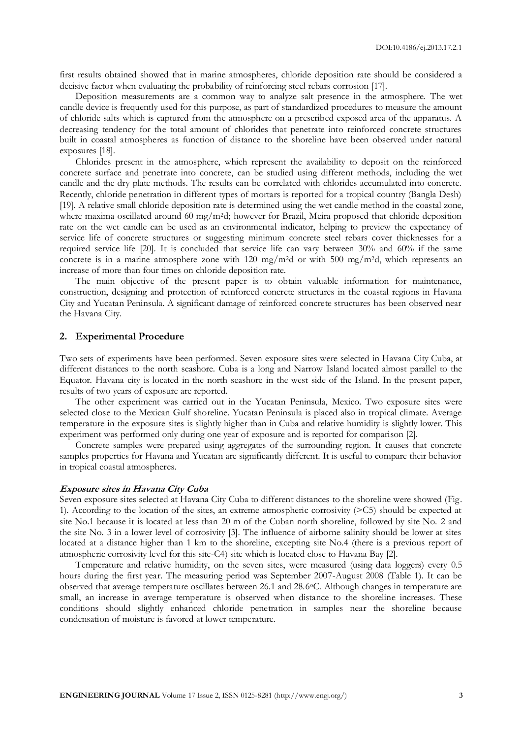first results obtained showed that in marine atmospheres, chloride deposition rate should be considered a decisive factor when evaluating the probability of reinforcing steel rebars corrosion [17].

Deposition measurements are a common way to analyze salt presence in the atmosphere. The wet candle device is frequently used for this purpose, as part of standardized procedures to measure the amount of chloride salts which is captured from the atmosphere on a prescribed exposed area of the apparatus. A decreasing tendency for the total amount of chlorides that penetrate into reinforced concrete structures built in coastal atmospheres as function of distance to the shoreline have been observed under natural exposures [18].

Chlorides present in the atmosphere, which represent the availability to deposit on the reinforced concrete surface and penetrate into concrete, can be studied using different methods, including the wet candle and the dry plate methods. The results can be correlated with chlorides accumulated into concrete. Recently, chloride penetration in different types of mortars is reported for a tropical country (Bangla Desh) [19]. A relative small chloride deposition rate is determined using the wet candle method in the coastal zone, where maxima oscillated around 60 $mg/m^2d$; however for Brazil, Meira proposed that chloride deposition rate on the wet candle can be used as an environmental indicator, helping to preview the expectancy of service life of concrete structures or suggesting minimum concrete steel rebars cover thicknesses for a required service life [20]. It is concluded that service life can vary between 30% and 60% if the same concrete is in a marine atmosphere zone with 120 $mg/m^2d$ or with 500 $mg/m^2d$, which represents an increase of more than four times on chloride deposition rate.

The main objective of the present paper is to obtain valuable information for maintenance, construction, designing and protection of reinforced concrete structures in the coastal regions in Havana City and Yucatan Peninsula. A significant damage of reinforced concrete structures has been observed near the Havana City.

## 2. Experimental Procedure

Two sets of experiments have been performed. Seven exposure sites were selected in Havana City Cuba, at different distances to the north seashore. Cuba is a long and Narrow Island located almost parallel to the Equator. Havana city is located in the north seashore in the west side of the Island. In the present paper, results of two years of exposure are reported.

The other experiment was carried out in the Yucatan Peninsula, Mexico. Two exposure sites were selected close to the Mexican Gulf shoreline. Yucatan Peninsula is placed also in tropical climate. Average temperature in the exposure sites is slightly higher than in Cuba and relative humidity is slightly lower. This experiment was performed only during one year of exposure and is reported for comparison [2].

Concrete samples were prepared using aggregates of the surrounding region. It causes that concrete samples properties for Havana and Yucatan are significantly different. It is useful to compare their behavior in tropical coastal atmospheres.

### *Exposure sites in Havana City Cuba*

Seven exposure sites selected at Havana City Cuba to different distances to the shoreline were showed (Fig. 1). According to the location of the sites, an extreme atmospheric corrosivity (>C5) should be expected at site No.1 because it is located at less than 20 m of the Cuban north shoreline, followed by site No. 2 and the site No. 3 in a lower level of corrosivity [3]. The influence of airborne salinity should be lower at sites located at a distance higher than 1 km to the shoreline, excepting site No.4 (there is a previous report of atmospheric corrosivity level for this site-C4) site which is located close to Havana Bay [2].

Temperature and relative humidity, on the seven sites, were measured (using data loggers) every 0.5 hours during the first year. The measuring period was September 2007-August 2008 (Table 1). It can be observed that average temperature oscillates between 26.1 and 28.6°C. Although changes in temperature are small, an increase in average temperature is observed when distance to the shoreline increases. These conditions should slightly enhanced chloride penetration in samples near the shoreline because condensation of moisture is favored at lower temperature.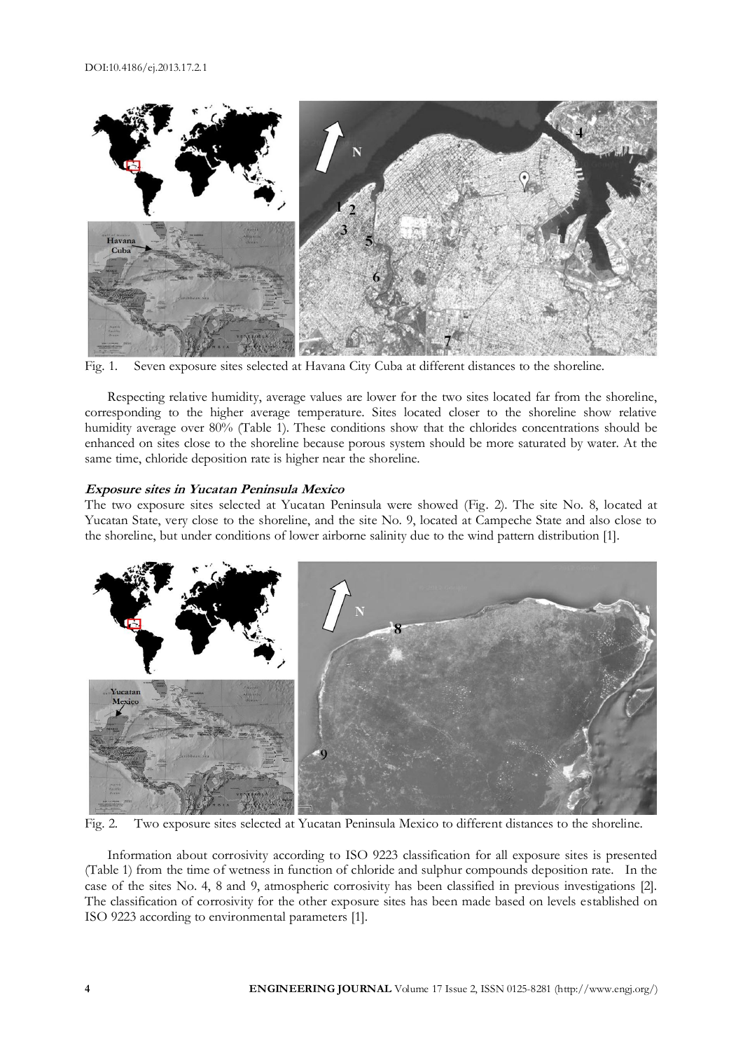Fig. 1. Seven exposure sites selected at Havana City Cuba at different distances to the shoreline.

Respecting relative humidity, average values are lower for the two sites located far from the shoreline, corresponding to the higher average temperature. Sites located closer to the shoreline show relative humidity average over 80% (Table 1). These conditions show that the chlorides concentrations should be enhanced on sites close to the shoreline because porous system should be more saturated by water. At the same time, chloride deposition rate is higher near the shoreline.

***Exposure sites in Yucatan Peninsula Mexico***

The two exposure sites selected at Yucatan Peninsula were showed (Fig. 2). The site No. 8, located at Yucatan State, very close to the shoreline, and the site No. 9, located at Campeche State and also close to the shoreline, but under conditions of lower airborne salinity due to the wind pattern distribution [1].

Fig. 2. Two exposure sites selected at Yucatan Peninsula Mexico to different distances to the shoreline.

Information about corrosivity according to ISO 9223 classification for all exposure sites is presented (Table 1) from the time of wetness in function of chloride and sulphur compounds deposition rate. In the case of the sites No. 4, 8 and 9, atmospheric corrosivity has been classified in previous investigations [2]. The classification of corrosivity for the other exposure sites has been made based on levels established on ISO 9223 according to environmental parameters [1].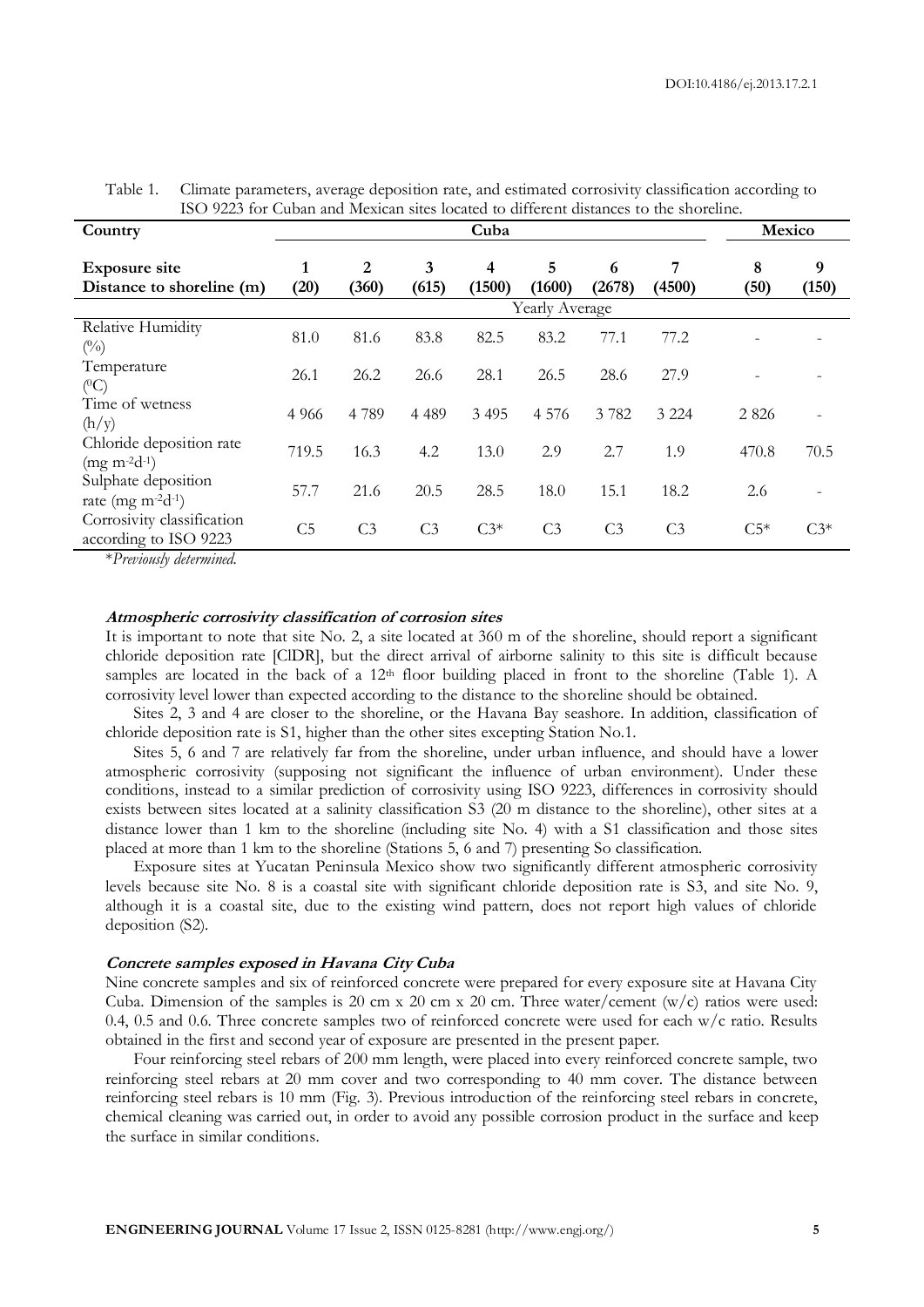Table 1. Climate parameters, average deposition rate, and estimated corrosivity classification according to ISO 9223 for Cuban and Mexican sites located to different distances to the shoreline.

| Country | Cuba | | | | | | | Mexico | |
|---|---|---|---|---|---|---|---|---|---|
| **Exposure site** <br> **Distance to shoreline (m)** | **1** <br> **(20)** | **2** <br> **(360)** | **3** <br> **(615)** | **4** <br> **(1500)** | **5** <br> **(1600)** | **6** <br> **(2678)** | **7** <br> **(4500)** | **8** <br> **(50)** | **9** <br> **(150)** |
| | Yearly Average | | | | | | | | |
| Relative Humidity (%) | 81.0 | 81.6 | 83.8 | 82.5 | 83.2 | 77.1 | 77.2 | - | - |
| Temperature ($^0$C) | 26.1 | 26.2 | 26.6 | 28.1 | 26.5 | 28.6 | 27.9 | - | - |
| Time of wetness (h/y) | 4 966 | 4 789 | 4 489 | 3 495 | 4 576 | 3 782 | 3 224 | 2 826 | - |
| Chloride deposition rate (mg $m^{-2}d^{-1}$) | 719.5 | 16.3 | 4.2 | 13.0 | 2.9 | 2.7 | 1.9 | 470.8 | 70.5 |
| Sulphate deposition rate (mg $m^{-2}d^{-1}$) | 57.7 | 21.6 | 20.5 | 28.5 | 18.0 | 15.1 | 18.2 | 2.6 | - |
| Corrosivity classification according to ISO 9223 | C5 | C3 | C3 | C3* | C3 | C3 | C3 | C5* | C3* |

\**Previously determined.*

#### *Atmospheric corrosivity classification of corrosion sites*

It is important to note that site No. 2, a site located at 360 m of the shoreline, should report a significant chloride deposition rate [ClDR], but the direct arrival of airborne salinity to this site is difficult because samples are located in the back of a 12th floor building placed in front to the shoreline (Table 1). A corrosivity level lower than expected according to the distance to the shoreline should be obtained.

Sites 2, 3 and 4 are closer to the shoreline, or the Havana Bay seashore. In addition, classification of chloride deposition rate is S1, higher than the other sites excepting Station No.1.

Sites 5, 6 and 7 are relatively far from the shoreline, under urban influence, and should have a lower atmospheric corrosivity (supposing not significant the influence of urban environment). Under these conditions, instead to a similar prediction of corrosivity using ISO 9223, differences in corrosivity should exists between sites located at a salinity classification S3 (20 m distance to the shoreline), other sites at a distance lower than 1 km to the shoreline (including site No. 4) with a S1 classification and those sites placed at more than 1 km to the shoreline (Stations 5, 6 and 7) presenting So classification.

Exposure sites at Yucatan Peninsula Mexico show two significantly different atmospheric corrosivity levels because site No. 8 is a coastal site with significant chloride deposition rate is S3, and site No. 9, although it is a coastal site, due to the existing wind pattern, does not report high values of chloride deposition (S2).

#### *Concrete samples exposed in Havana City Cuba*

Nine concrete samples and six of reinforced concrete were prepared for every exposure site at Havana City Cuba. Dimension of the samples is 20 cm x 20 cm x 20 cm. Three water/cement (w/c) ratios were used: 0.4, 0.5 and 0.6. Three concrete samples two of reinforced concrete were used for each w/c ratio. Results obtained in the first and second year of exposure are presented in the present paper.

Four reinforcing steel rebars of 200 mm length, were placed into every reinforced concrete sample, two reinforcing steel rebars at 20 mm cover and two corresponding to 40 mm cover. The distance between reinforcing steel rebars is 10 mm (Fig. 3). Previous introduction of the reinforcing steel rebars in concrete, chemical cleaning was carried out, in order to avoid any possible corrosion product in the surface and keep the surface in similar conditions.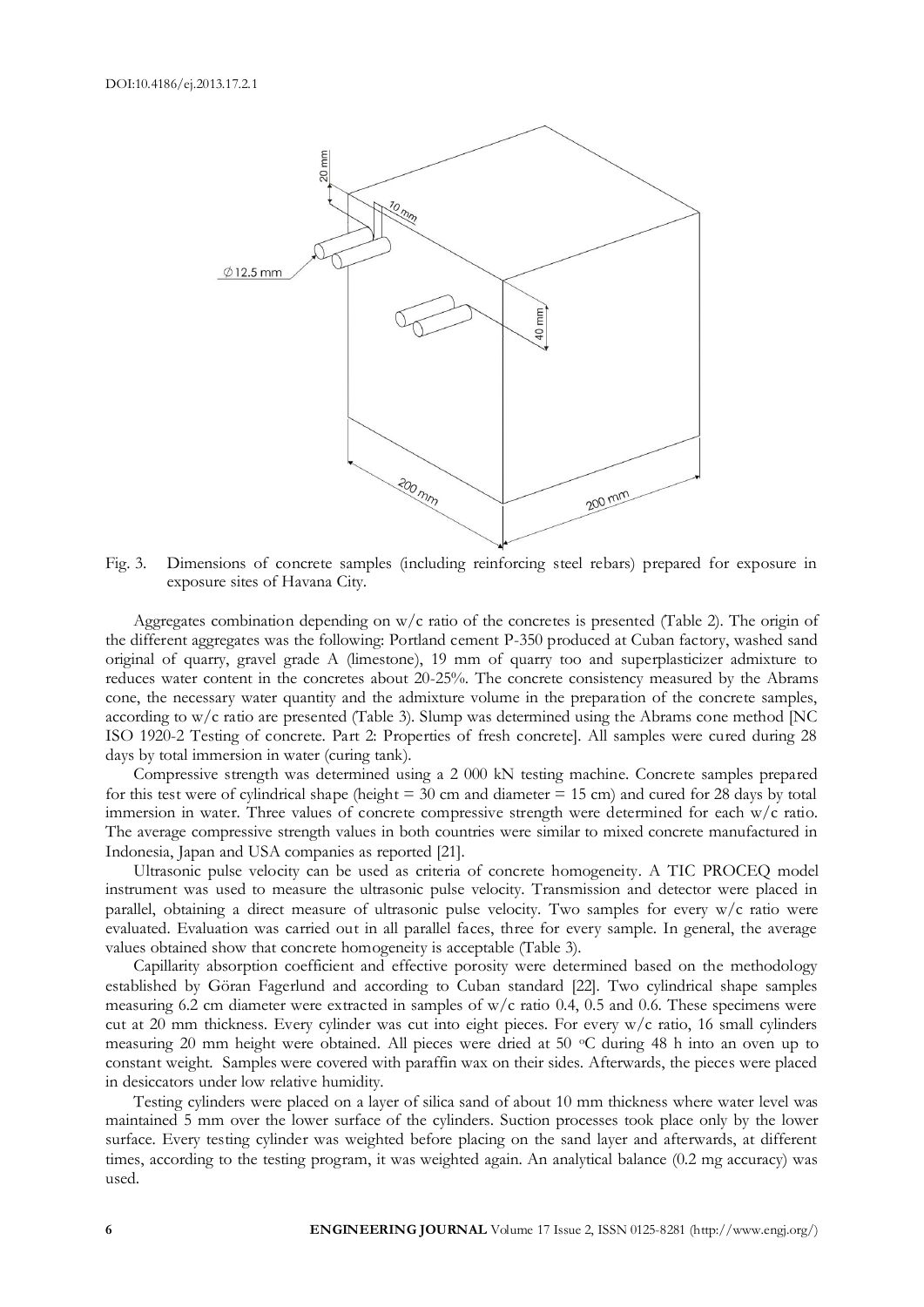Fig. 3. Dimensions of concrete samples (including reinforcing steel rebars) prepared for exposure in exposure sites of Havana City.

Aggregates combination depending on w/c ratio of the concretes is presented (Table 2). The origin of the different aggregates was the following: Portland cement P-350 produced at Cuban factory, washed sand original of quarry, gravel grade A (limestone), 19 mm of quarry too and superplasticizer admixture to reduces water content in the concretes about 20-25%. The concrete consistency measured by the Abrams cone, the necessary water quantity and the admixture volume in the preparation of the concrete samples, according to w/c ratio are presented (Table 3). Slump was determined using the Abrams cone method [NC ISO 1920-2 Testing of concrete. Part 2: Properties of fresh concrete]. All samples were cured during 28 days by total immersion in water (curing tank).

Compressive strength was determined using a 2 000 kN testing machine. Concrete samples prepared for this test were of cylindrical shape (height = 30 cm and diameter = 15 cm) and cured for 28 days by total immersion in water. Three values of concrete compressive strength were determined for each w/c ratio. The average compressive strength values in both countries were similar to mixed concrete manufactured in Indonesia, Japan and USA companies as reported [21].

Ultrasonic pulse velocity can be used as criteria of concrete homogeneity. A TIC PROCEQ model instrument was used to measure the ultrasonic pulse velocity. Transmission and detector were placed in parallel, obtaining a direct measure of ultrasonic pulse velocity. Two samples for every w/c ratio were evaluated. Evaluation was carried out in all parallel faces, three for every sample. In general, the average values obtained show that concrete homogeneity is acceptable (Table 3).

Capillarity absorption coefficient and effective porosity were determined based on the methodology established by Göran Fagerlund and according to Cuban standard [22]. Two cylindrical shape samples measuring 6.2 cm diameter were extracted in samples of w/c ratio 0.4, 0.5 and 0.6. These specimens were cut at 20 mm thickness. Every cylinder was cut into eight pieces. For every w/c ratio, 16 small cylinders measuring 20 mm height were obtained. All pieces were dried at 50 $^{\circ}$C during 48 h into an oven up to constant weight. Samples were covered with paraffin wax on their sides. Afterwards, the pieces were placed in desiccators under low relative humidity.

Testing cylinders were placed on a layer of silica sand of about 10 mm thickness where water level was maintained 5 mm over the lower surface of the cylinders. Suction processes took place only by the lower surface. Every testing cylinder was weighted before placing on the sand layer and afterwards, at different times, according to the testing program, it was weighted again. An analytical balance (0.2 mg accuracy) was used.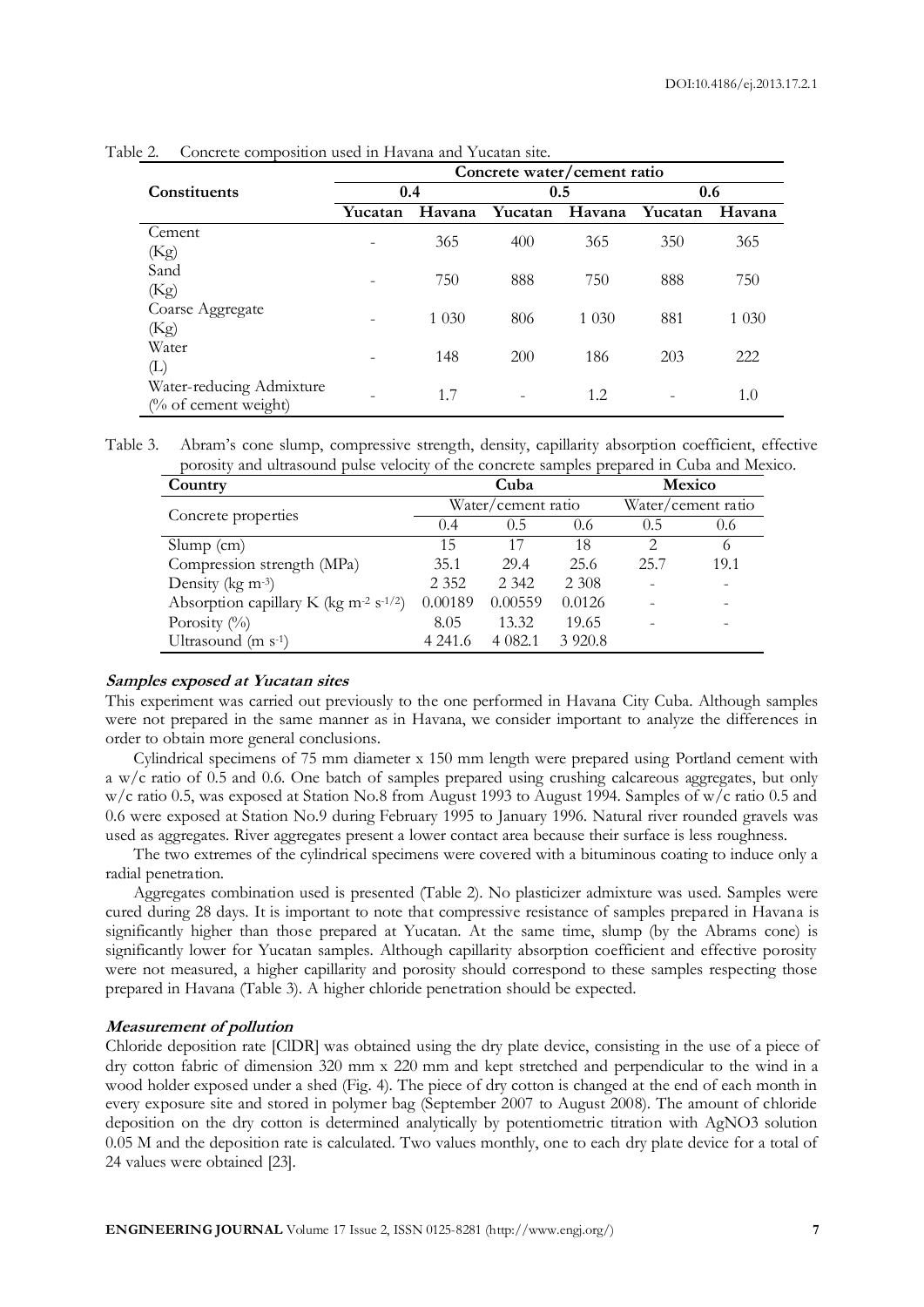Table 2. Concrete composition used in Havana and Yucatan site.

| Constituents | Concrete water/cement ratio | | | | | |
|---|---|---|---|---|---|---|
| | 0.4 | | 0.5 | | 0.6 | |
| | Yucatan | Havana | Yucatan | Havana | Yucatan | Havana |
| Cement (Kg) | - | 365 | 400 | 365 | 350 | 365 |
| Sand (Kg) | - | 750 | 888 | 750 | 888 | 750 |
| Coarse Aggregate (Kg) | - | 1 030 | 806 | 1 030 | 881 | 1 030 |
| Water (L) | - | 148 | 200 | 186 | 203 | 222 |
| Water-reducing Admixture (% of cement weight) | - | 1.7 | - | 1.2 | - | 1.0 |

Table 3. Abram's cone slump, compressive strength, density, capillarity absorption coefficient, effective porosity and ultrasound pulse velocity of the concrete samples prepared in Cuba and Mexico.

| Country | Cuba | | | Mexico | |
|---|---|---|---|---|---|
| Concrete properties | Water/cement ratio | | | Water/cement ratio | |
| | 0.4 | 0.5 | 0.6 | 0.5 | 0.6 |
| Slump (cm) | 15 | 17 | 18 | 2 | 6 |
| Compression strength (MPa) | 35.1 | 29.4 | 25.6 | 25.7 | 19.1 |
| Density (kg $m^{-3}$) | 2 352 | 2 342 | 2 308 | - | - |
| Absorption capillary K (kg $m^{-2}$ $s^{-1/2}$) | 0.00189 | 0.00559 | 0.0126 | - | - |
| Porosity (%) | 8.05 | 13.32 | 19.65 | - | - |
| Ultrasound (m $s^{-1}$) | 4 241.6 | 4 082.1 | 3 920.8 | | |

#### *Samples exposed at Yucatan sites*

This experiment was carried out previously to the one performed in Havana City Cuba. Although samples were not prepared in the same manner as in Havana, we consider important to analyze the differences in order to obtain more general conclusions.

Cylindrical specimens of 75 mm diameter x 150 mm length were prepared using Portland cement with a w/c ratio of 0.5 and 0.6. One batch of samples prepared using crushing calcareous aggregates, but only w/c ratio 0.5, was exposed at Station No.8 from August 1993 to August 1994. Samples of w/c ratio 0.5 and 0.6 were exposed at Station No.9 during February 1995 to January 1996. Natural river rounded gravels was used as aggregates. River aggregates present a lower contact area because their surface is less roughness.

The two extremes of the cylindrical specimens were covered with a bituminous coating to induce only a radial penetration.

Aggregates combination used is presented (Table 2). No plasticizer admixture was used. Samples were cured during 28 days. It is important to note that compressive resistance of samples prepared in Havana is significantly higher than those prepared at Yucatan. At the same time, slump (by the Abrams cone) is significantly lower for Yucatan samples. Although capillarity absorption coefficient and effective porosity were not measured, a higher capillarity and porosity should correspond to these samples respecting those prepared in Havana (Table 3). A higher chloride penetration should be expected.

#### *Measurement of pollution*

Chloride deposition rate [ClDR] was obtained using the dry plate device, consisting in the use of a piece of dry cotton fabric of dimension 320 mm x 220 mm and kept stretched and perpendicular to the wind in a wood holder exposed under a shed (Fig. 4). The piece of dry cotton is changed at the end of each month in every exposure site and stored in polymer bag (September 2007 to August 2008). The amount of chloride deposition on the dry cotton is determined analytically by potentiometric titration with $AgNO_3$ solution 0.05 M and the deposition rate is calculated. Two values monthly, one to each dry plate device for a total of 24 values were obtained [23].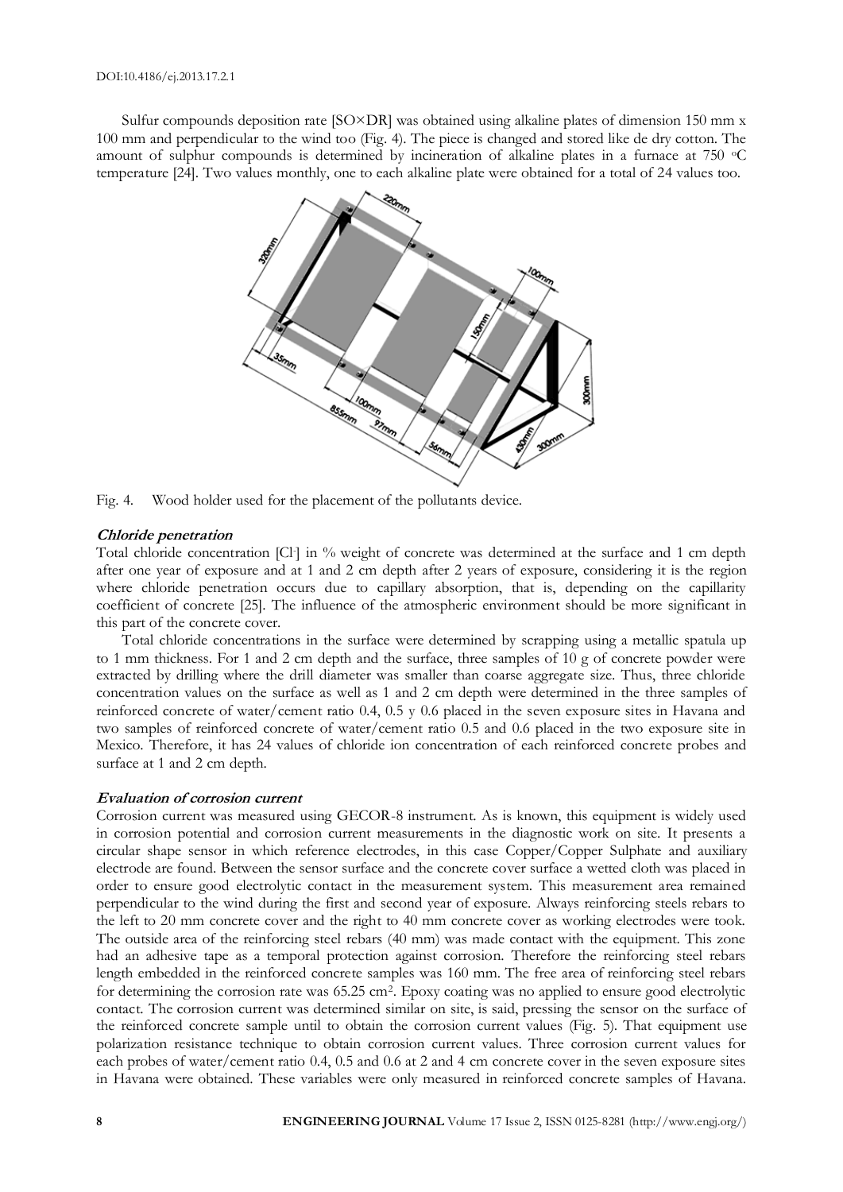Sulfur compounds deposition rate [SO×DR] was obtained using alkaline plates of dimension 150 mm x 100 mm and perpendicular to the wind too (Fig. 4). The piece is changed and stored like de dry cotton. The amount of sulphur compounds is determined by incineration of alkaline plates in a furnace at 750 ºC temperature [24]. Two values monthly, one to each alkaline plate were obtained for a total of 24 values too.

Fig. 4. Wood holder used for the placement of the pollutants device.

***Chloride penetration***

Total chloride concentration [$Cl^-$] in % weight of concrete was determined at the surface and 1 cm depth after one year of exposure and at 1 and 2 cm depth after 2 years of exposure, considering it is the region where chloride penetration occurs due to capillary absorption, that is, depending on the capillarity coefficient of concrete [25]. The influence of the atmospheric environment should be more significant in this part of the concrete cover.

Total chloride concentrations in the surface were determined by scrapping using a metallic spatula up to 1 mm thickness. For 1 and 2 cm depth and the surface, three samples of 10 g of concrete powder were extracted by drilling where the drill diameter was smaller than coarse aggregate size. Thus, three chloride concentration values on the surface as well as 1 and 2 cm depth were determined in the three samples of reinforced concrete of water/cement ratio 0.4, 0.5 y 0.6 placed in the seven exposure sites in Havana and two samples of reinforced concrete of water/cement ratio 0.5 and 0.6 placed in the two exposure site in Mexico. Therefore, it has 24 values of chloride ion concentration of each reinforced concrete probes and surface at 1 and 2 cm depth.

***Evaluation of corrosion current***

Corrosion current was measured using GECOR-8 instrument. As is known, this equipment is widely used in corrosion potential and corrosion current measurements in the diagnostic work on site. It presents a circular shape sensor in which reference electrodes, in this case Copper/Copper Sulphate and auxiliary electrode are found. Between the sensor surface and the concrete cover surface a wetted cloth was placed in order to ensure good electrolytic contact in the measurement system. This measurement area remained perpendicular to the wind during the first and second year of exposure. Always reinforcing steels rebars to the left to 20 mm concrete cover and the right to 40 mm concrete cover as working electrodes were took. The outside area of the reinforcing steel rebars (40 mm) was made contact with the equipment. This zone had an adhesive tape as a temporal protection against corrosion. Therefore the reinforcing steel rebars length embedded in the reinforced concrete samples was 160 mm. The free area of reinforcing steel rebars for determining the corrosion rate was 65.25 $cm^2$. Epoxy coating was no applied to ensure good electrolytic contact. The corrosion current was determined similar on site, is said, pressing the sensor on the surface of the reinforced concrete sample until to obtain the corrosion current values (Fig. 5). That equipment use polarization resistance technique to obtain corrosion current values. Three corrosion current values for each probes of water/cement ratio 0.4, 0.5 and 0.6 at 2 and 4 cm concrete cover in the seven exposure sites in Havana were obtained. These variables were only measured in reinforced concrete samples of Havana.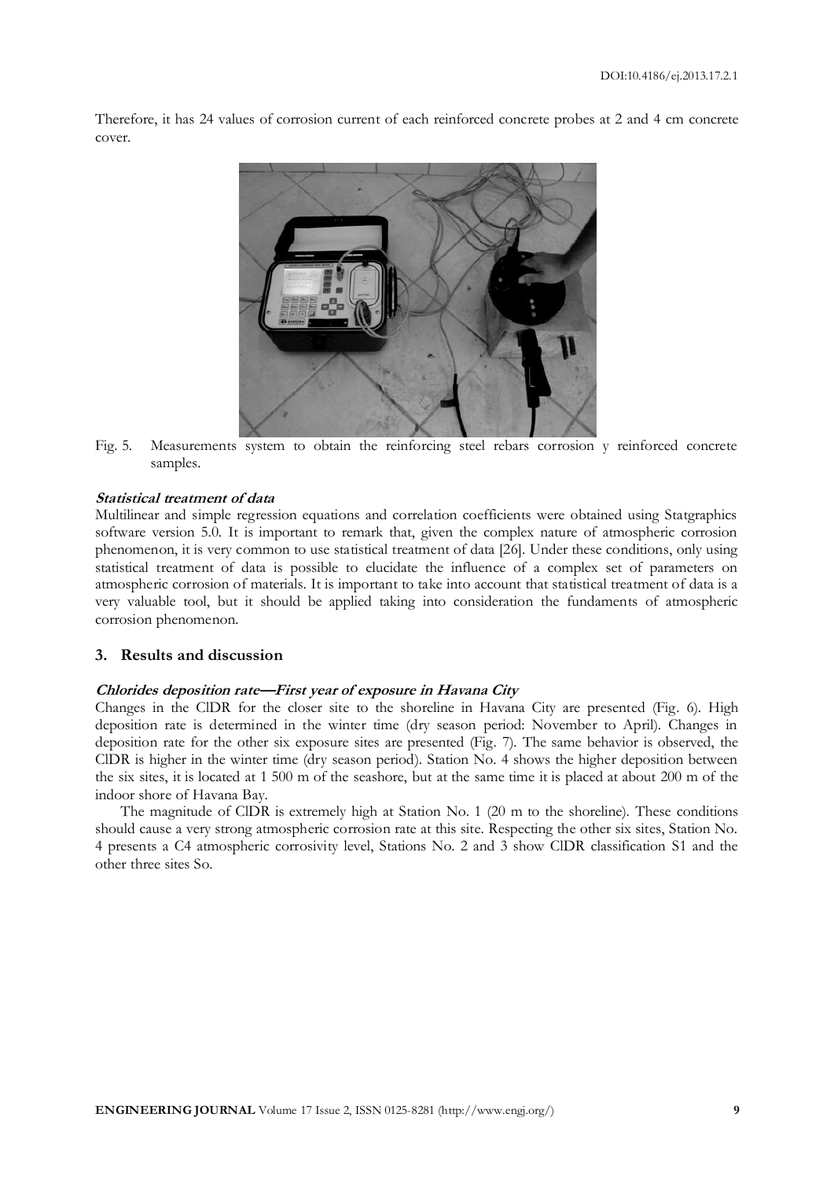Therefore, it has 24 values of corrosion current of each reinforced concrete probes at 2 and 4 cm concrete cover.

Fig. 5. Measurements system to obtain the reinforcing steel rebars corrosion y reinforced concrete samples.

***Statistical treatment of data***

Multilinear and simple regression equations and correlation coefficients were obtained using Statgraphics software version 5.0. It is important to remark that, given the complex nature of atmospheric corrosion phenomenon, it is very common to use statistical treatment of data [26]. Under these conditions, only using statistical treatment of data is possible to elucidate the influence of a complex set of parameters on atmospheric corrosion of materials. It is important to take into account that statistical treatment of data is a very valuable tool, but it should be applied taking into consideration the fundaments of atmospheric corrosion phenomenon.

## 3. Results and discussion

***Chlorides deposition rate—First year of exposure in Havana City***

Changes in the ClDR for the closer site to the shoreline in Havana City are presented (Fig. 6). High deposition rate is determined in the winter time (dry season period: November to April). Changes in deposition rate for the other six exposure sites are presented (Fig. 7). The same behavior is observed, the ClDR is higher in the winter time (dry season period). Station No. 4 shows the higher deposition between the six sites, it is located at 1 500 m of the seashore, but at the same time it is placed at about 200 m of the indoor shore of Havana Bay.

The magnitude of ClDR is extremely high at Station No. 1 (20 m to the shoreline). These conditions should cause a very strong atmospheric corrosion rate at this site. Respecting the other six sites, Station No. 4 presents a C4 atmospheric corrosivity level, Stations No. 2 and 3 show ClDR classification S1 and the other three sites So.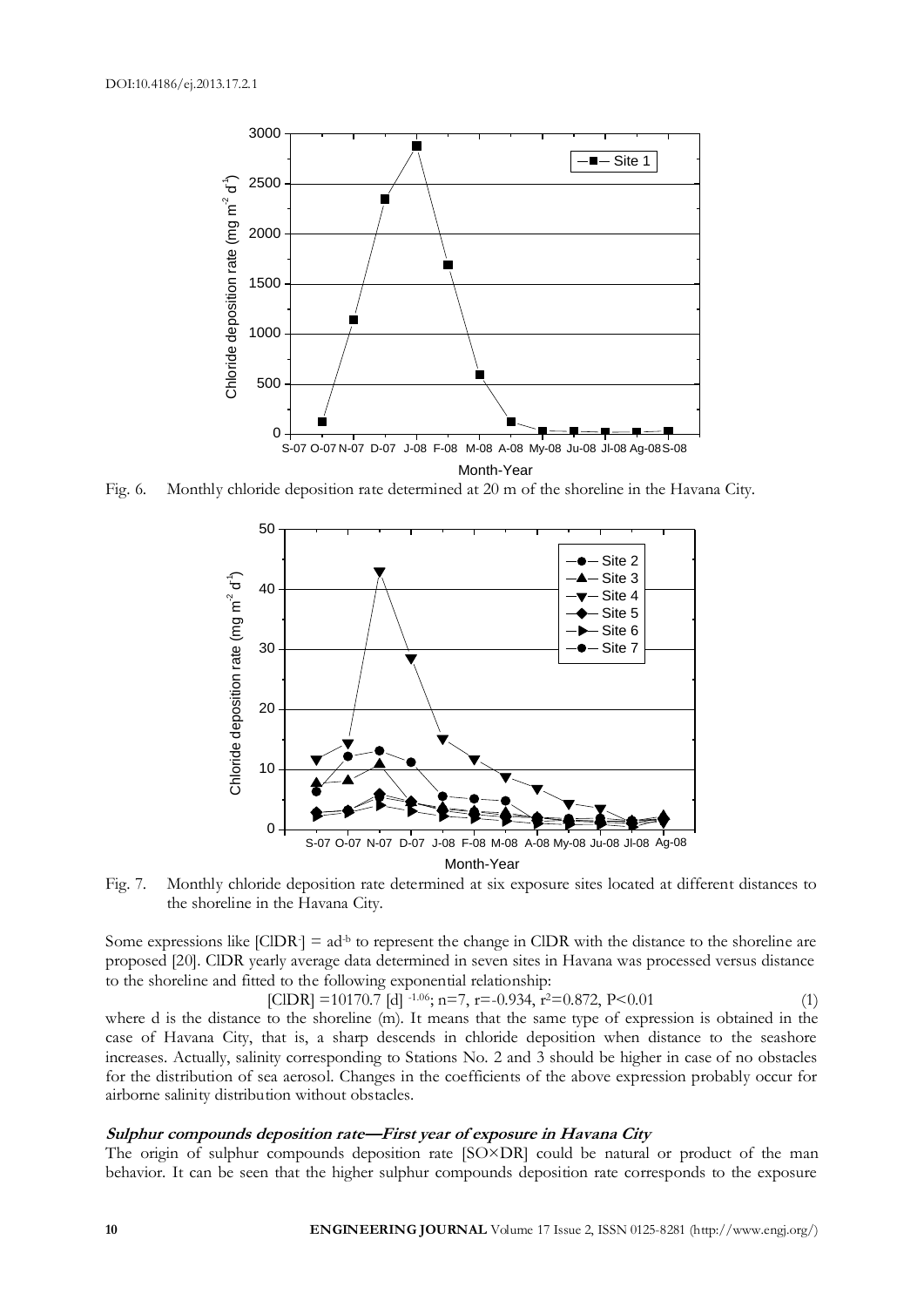Fig. 6. Monthly chloride deposition rate determined at 20 m of the shoreline in the Havana City.

Fig. 7. Monthly chloride deposition rate determined at six exposure sites located at different distances to the shoreline in the Havana City.

Some expressions like $[ClDR^-] = ad^{-b}$ to represent the change in ClDR with the distance to the shoreline are proposed [20]. ClDR yearly average data determined in seven sites in Havana was processed versus distance to the shoreline and fitted to the following exponential relationship:

$$[ClDR] = 10170.7\ [d]^{-1.06};\ n=7,\ r=-0.934,\ r^2=0.872,\ P<0.01 \quad (1)$$

where d is the distance to the shoreline (m). It means that the same type of expression is obtained in the case of Havana City, that is, a sharp descends in chloride deposition when distance to the seashore increases. Actually, salinity corresponding to Stations No. 2 and 3 should be higher in case of no obstacles for the distribution of sea aerosol. Changes in the coefficients of the above expression probably occur for airborne salinity distribution without obstacles.

#### *Sulphur compounds deposition rate—First year of exposure in Havana City*

The origin of sulphur compounds deposition rate [SO×DR] could be natural or product of the man behavior. It can be seen that the higher sulphur compounds deposition rate corresponds to the exposure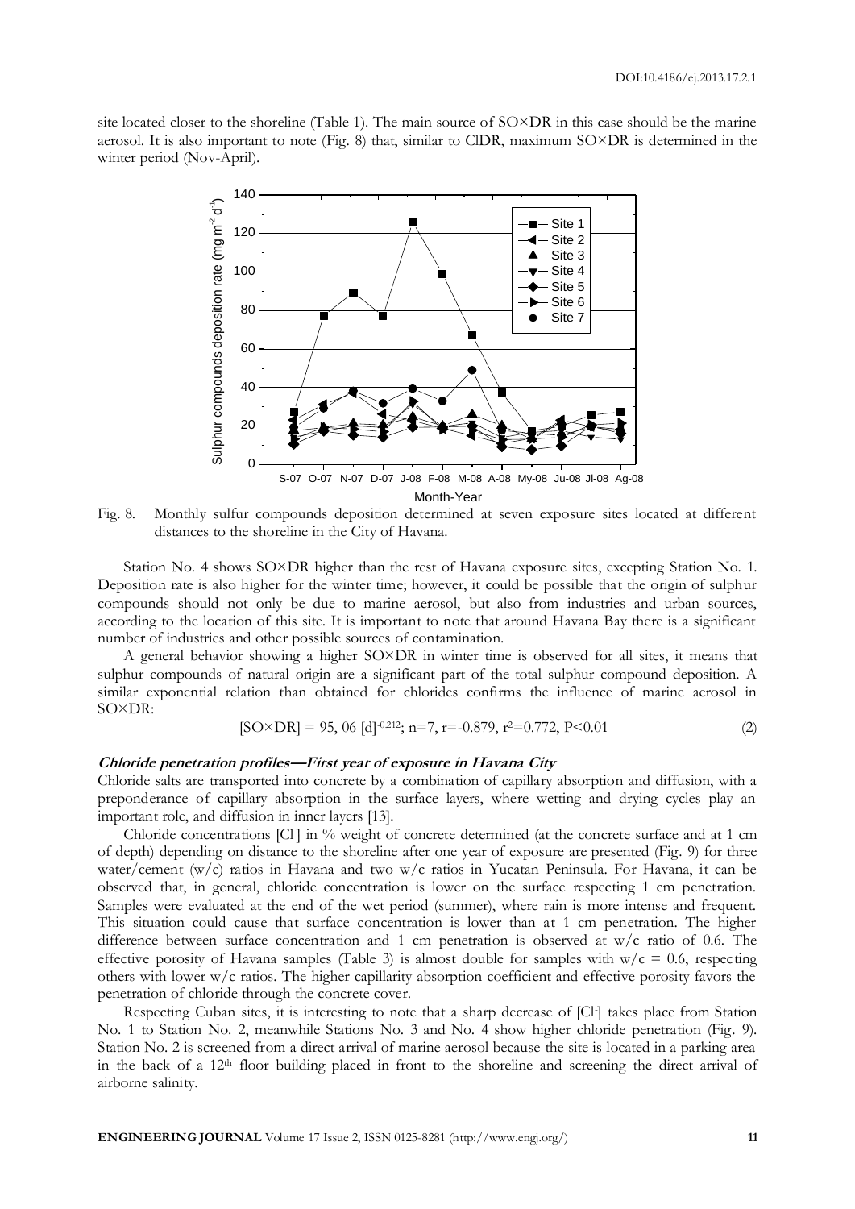site located closer to the shoreline (Table 1). The main source of SO×DR in this case should be the marine aerosol. It is also important to note (Fig. 8) that, similar to ClDR, maximum SO×DR is determined in the winter period (Nov-April).

Fig. 8. Monthly sulfur compounds deposition determined at seven exposure sites located at different distances to the shoreline in the City of Havana.

Station No. 4 shows SO×DR higher than the rest of Havana exposure sites, excepting Station No. 1. Deposition rate is also higher for the winter time; however, it could be possible that the origin of sulphur compounds should not only be due to marine aerosol, but also from industries and urban sources, according to the location of this site. It is important to note that around Havana Bay there is a significant number of industries and other possible sources of contamination.

A general behavior showing a higher SO×DR in winter time is observed for all sites, it means that sulphur compounds of natural origin are a significant part of the total sulphur compound deposition. A similar exponential relation than obtained for chlorides confirms the influence of marine aerosol in SO×DR:

$$[SO\times DR] = 95,06\ [d]^{-0.212};\ n=7,\ r=-0.879,\ r^2=0.772,\ P<0.01 \qquad (2)$$

### *Chloride penetration profiles—First year of exposure in Havana City*

Chloride salts are transported into concrete by a combination of capillary absorption and diffusion, with a preponderance of capillary absorption in the surface layers, where wetting and drying cycles play an important role, and diffusion in inner layers [13].

Chloride concentrations [$Cl^-$] in % weight of concrete determined (at the concrete surface and at 1 cm of depth) depending on distance to the shoreline after one year of exposure are presented (Fig. 9) for three water/cement (w/c) ratios in Havana and two w/c ratios in Yucatan Peninsula. For Havana, it can be observed that, in general, chloride concentration is lower on the surface respecting 1 cm penetration. Samples were evaluated at the end of the wet period (summer), where rain is more intense and frequent. This situation could cause that surface concentration is lower than at 1 cm penetration. The higher difference between surface concentration and 1 cm penetration is observed at w/c ratio of 0.6. The effective porosity of Havana samples (Table 3) is almost double for samples with w/c = 0.6, respecting others with lower w/c ratios. The higher capillarity absorption coefficient and effective porosity favors the penetration of chloride through the concrete cover.

Respecting Cuban sites, it is interesting to note that a sharp decrease of [$Cl^-$] takes place from Station No. 1 to Station No. 2, meanwhile Stations No. 3 and No. 4 show higher chloride penetration (Fig. 9). Station No. 2 is screened from a direct arrival of marine aerosol because the site is located in a parking area in the back of a 12th floor building placed in front to the shoreline and screening the direct arrival of airborne salinity.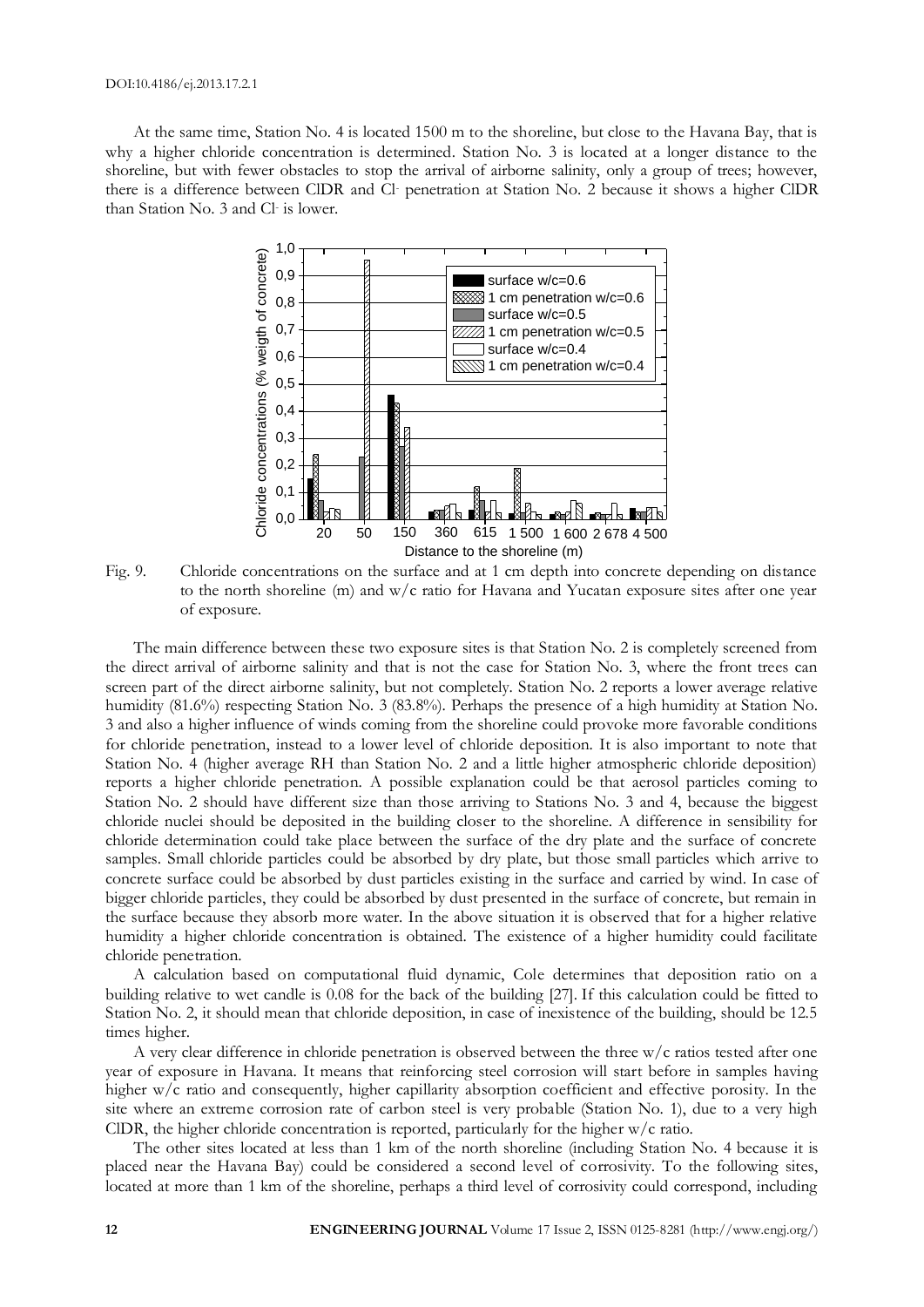At the same time, Station No. 4 is located 1500 m to the shoreline, but close to the Havana Bay, that is why a higher chloride concentration is determined. Station No. 3 is located at a longer distance to the shoreline, but with fewer obstacles to stop the arrival of airborne salinity, only a group of trees; however, there is a difference between ClDR and $Cl^-$ penetration at Station No. 2 because it shows a higher ClDR than Station No. 3 and $Cl^-$ is lower.

Fig. 9. Chloride concentrations on the surface and at 1 cm depth into concrete depending on distance to the north shoreline (m) and w/c ratio for Havana and Yucatan exposure sites after one year of exposure.

The main difference between these two exposure sites is that Station No. 2 is completely screened from the direct arrival of airborne salinity and that is not the case for Station No. 3, where the front trees can screen part of the direct airborne salinity, but not completely. Station No. 2 reports a lower average relative humidity (81.6%) respecting Station No. 3 (83.8%). Perhaps the presence of a high humidity at Station No. 3 and also a higher influence of winds coming from the shoreline could provoke more favorable conditions for chloride penetration, instead to a lower level of chloride deposition. It is also important to note that Station No. 4 (higher average RH than Station No. 2 and a little higher atmospheric chloride deposition) reports a higher chloride penetration. A possible explanation could be that aerosol particles coming to Station No. 2 should have different size than those arriving to Stations No. 3 and 4, because the biggest chloride nuclei should be deposited in the building closer to the shoreline. A difference in sensibility for chloride determination could take place between the surface of the dry plate and the surface of concrete samples. Small chloride particles could be absorbed by dry plate, but those small particles which arrive to concrete surface could be absorbed by dust particles existing in the surface and carried by wind. In case of bigger chloride particles, they could be absorbed by dust presented in the surface of concrete, but remain in the surface because they absorb more water. In the above situation it is observed that for a higher relative humidity a higher chloride concentration is obtained. The existence of a higher humidity could facilitate chloride penetration.

A calculation based on computational fluid dynamic, Cole determines that deposition ratio on a building relative to wet candle is 0.08 for the back of the building [27]. If this calculation could be fitted to Station No. 2, it should mean that chloride deposition, in case of inexistence of the building, should be 12.5 times higher.

A very clear difference in chloride penetration is observed between the three w/c ratios tested after one year of exposure in Havana. It means that reinforcing steel corrosion will start before in samples having higher w/c ratio and consequently, higher capillarity absorption coefficient and effective porosity. In the site where an extreme corrosion rate of carbon steel is very probable (Station No. 1), due to a very high ClDR, the higher chloride concentration is reported, particularly for the higher w/c ratio.

The other sites located at less than 1 km of the north shoreline (including Station No. 4 because it is placed near the Havana Bay) could be considered a second level of corrosivity. To the following sites, located at more than 1 km of the shoreline, perhaps a third level of corrosivity could correspond, including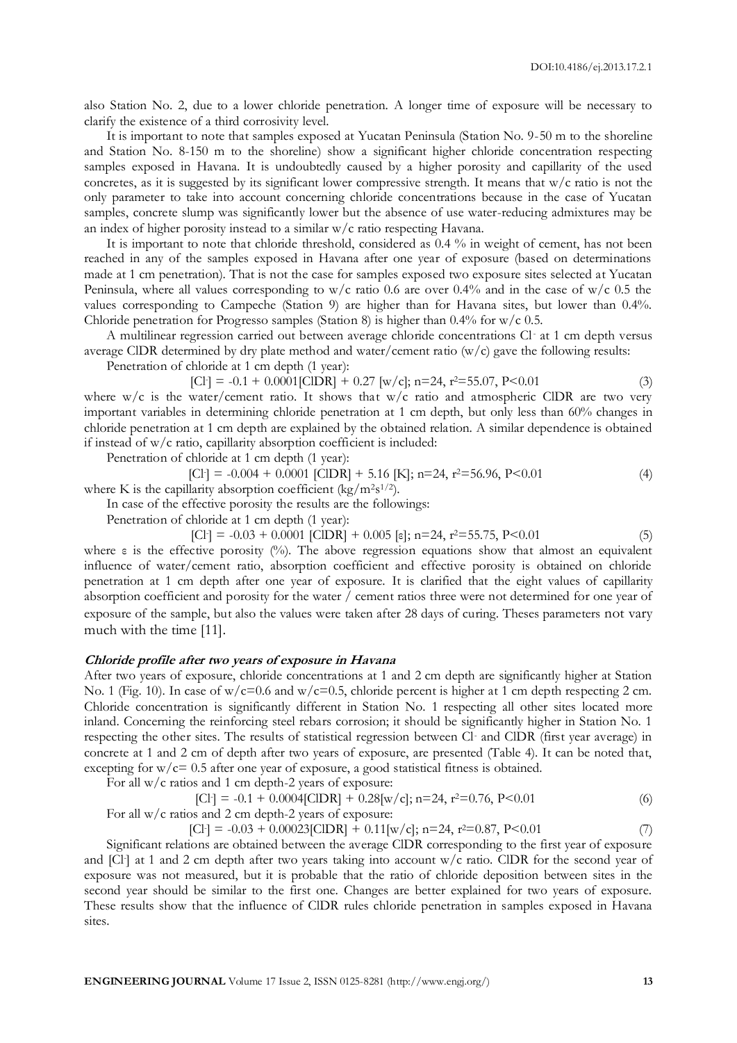also Station No. 2, due to a lower chloride penetration. A longer time of exposure will be necessary to clarify the existence of a third corrosivity level.

It is important to note that samples exposed at Yucatan Peninsula (Station No. 9-50 m to the shoreline and Station No. 8-150 m to the shoreline) show a significant higher chloride concentration respecting samples exposed in Havana. It is undoubtedly caused by a higher porosity and capillarity of the used concretes, as it is suggested by its significant lower compressive strength. It means that w/c ratio is not the only parameter to take into account concerning chloride concentrations because in the case of Yucatan samples, concrete slump was significantly lower but the absence of use water-reducing admixtures may be an index of higher porosity instead to a similar w/c ratio respecting Havana.

It is important to note that chloride threshold, considered as 0.4 % in weight of cement, has not been reached in any of the samples exposed in Havana after one year of exposure (based on determinations made at 1 cm penetration). That is not the case for samples exposed two exposure sites selected at Yucatan Peninsula, where all values corresponding to w/c ratio 0.6 are over 0.4% and in the case of w/c 0.5 the values corresponding to Campeche (Station 9) are higher than for Havana sites, but lower than 0.4%. Chloride penetration for Progresso samples (Station 8) is higher than 0.4% for w/c 0.5.

A multilinear regression carried out between average chloride concentrations $Cl^-$ at 1 cm depth versus average ClDR determined by dry plate method and water/cement ratio (w/c) gave the following results:

Penetration of chloride at 1 cm depth (1 year):

$$[Cl^-] = -0.1 + 0.0001[ClDR] + 0.27\,[w/c];\; n=24,\; r^2=55.07,\; P<0.01 \qquad (3)$$

where w/c is the water/cement ratio. It shows that w/c ratio and atmospheric ClDR are two very important variables in determining chloride penetration at 1 cm depth, but only less than 60% changes in chloride penetration at 1 cm depth are explained by the obtained relation. A similar dependence is obtained if instead of w/c ratio, capillarity absorption coefficient is included:

Penetration of chloride at 1 cm depth (1 year):

$$[Cl^-] = -0.004 + 0.0001\,[ClDR] + 5.16\,[K];\; n=24,\; r^2=56.96,\; P<0.01 \qquad (4)$$

where K is the capillarity absorption coefficient ($kg/m^2s^{1/2}$).

In case of the effective porosity the results are the followings:

Penetration of chloride at 1 cm depth (1 year):

$$[Cl^-] = -0.03 + 0.0001\,[ClDR] + 0.005\,[\varepsilon];\; n=24,\; r^2=55.75,\; P<0.01 \qquad (5)$$

where $\varepsilon$ is the effective porosity (%). The above regression equations show that almost an equivalent influence of water/cement ratio, absorption coefficient and effective porosity is obtained on chloride penetration at 1 cm depth after one year of exposure. It is clarified that the eight values of capillarity absorption coefficient and porosity for the water / cement ratios three were not determined for one year of exposure of the sample, but also the values were taken after 28 days of curing. Theses parameters not vary much with the time [11].

***Chloride profile after two years of exposure in Havana***

After two years of exposure, chloride concentrations at 1 and 2 cm depth are significantly higher at Station No. 1 (Fig. 10). In case of w/c=0.6 and w/c=0.5, chloride percent is higher at 1 cm depth respecting 2 cm. Chloride concentration is significantly different in Station No. 1 respecting all other sites located more inland. Concerning the reinforcing steel rebars corrosion; it should be significantly higher in Station No. 1 respecting the other sites. The results of statistical regression between $Cl^-$ and ClDR (first year average) in concrete at 1 and 2 cm of depth after two years of exposure, are presented (Table 4). It can be noted that, excepting for w/c= 0.5 after one year of exposure, a good statistical fitness is obtained.

For all w/c ratios and 1 cm depth-2 years of exposure:

$$[Cl^-] = -0.1 + 0.0004[ClDR] + 0.28[w/c];\; n=24,\; r^2=0.76,\; P<0.01 \qquad (6)$$

For all w/c ratios and 2 cm depth-2 years of exposure:

$$[Cl^-] = -0.03 + 0.00023[ClDR] + 0.11[w/c];\; n=24,\; r^2=0.87,\; P<0.01 \qquad (7)$$

Significant relations are obtained between the average ClDR corresponding to the first year of exposure and $[Cl^-]$ at 1 and 2 cm depth after two years taking into account w/c ratio. ClDR for the second year of exposure was not measured, but it is probable that the ratio of chloride deposition between sites in the second year should be similar to the first one. Changes are better explained for two years of exposure. These results show that the influence of ClDR rules chloride penetration in samples exposed in Havana sites.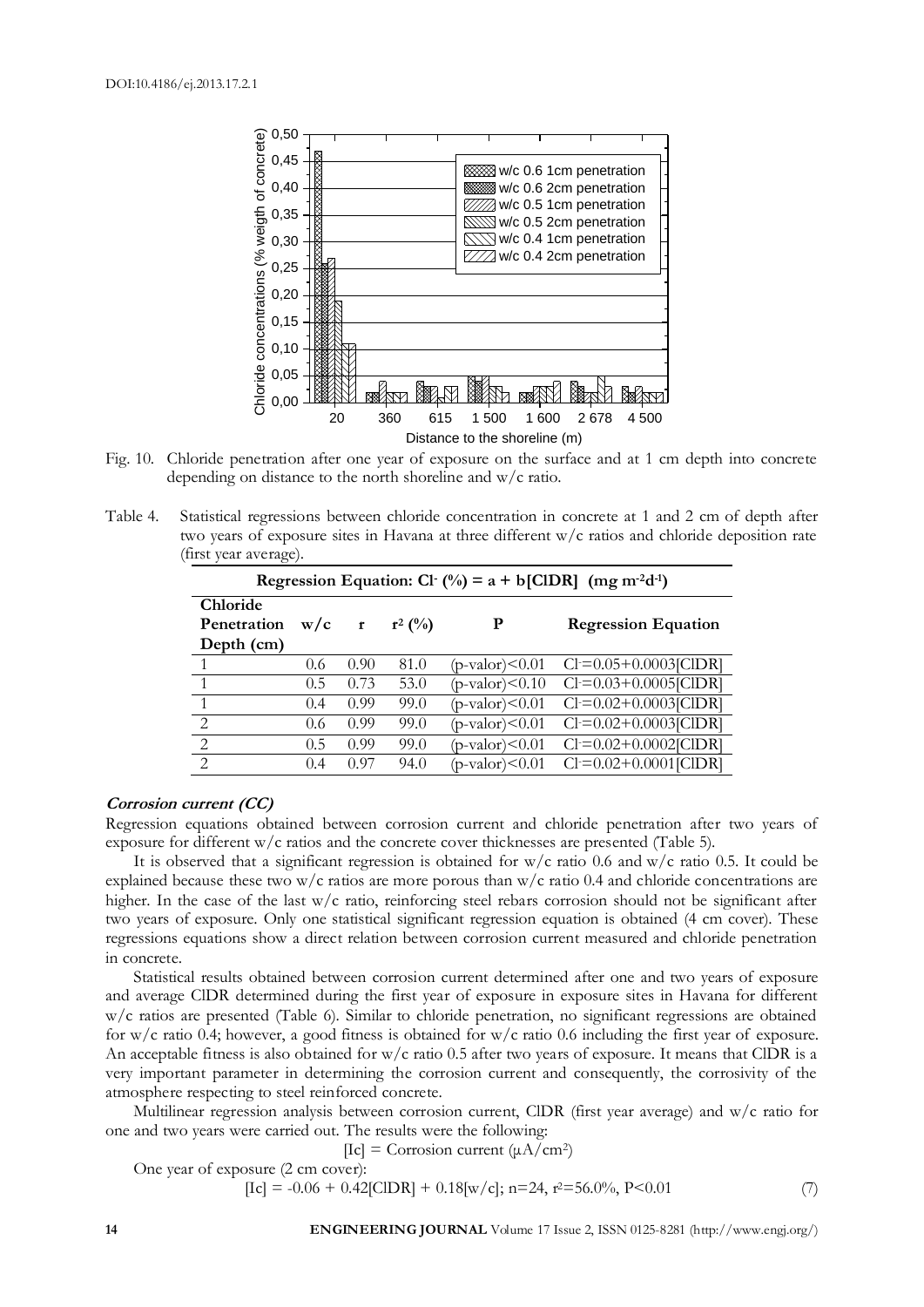Fig. 10. Chloride penetration after one year of exposure on the surface and at 1 cm depth into concrete depending on distance to the north shoreline and w/c ratio.

Table 4. Statistical regressions between chloride concentration in concrete at 1 and 2 cm of depth after two years of exposure sites in Havana at three different w/c ratios and chloride deposition rate (first year average).

| Regression Equation: $Cl^-$ (%) = a + b[ClDR] ($mg\ m^{-2}d^{-1}$) | | | | | |
|---|---|---|---|---|---|
| **Chloride Penetration Depth (cm)** | **w/c** | **r** | **$r^2$ (%)** | **P** | **Regression Equation** |
| 1 | 0.6 | 0.90 | 81.0 | (p-valor)<0.01 | $Cl^-$=0.05+0.0003[ClDR] |
| 1 | 0.5 | 0.73 | 53.0 | (p-valor)<0.10 | $Cl^-$=0.03+0.0005[ClDR] |
| 1 | 0.4 | 0.99 | 99.0 | (p-valor)<0.01 | $Cl^-$=0.02+0.0003[ClDR] |
| 2 | 0.6 | 0.99 | 99.0 | (p-valor)<0.01 | $Cl^-$=0.02+0.0003[ClDR] |
| 2 | 0.5 | 0.99 | 99.0 | (p-valor)<0.01 | $Cl^-$=0.02+0.0002[ClDR] |
| 2 | 0.4 | 0.97 | 94.0 | (p-valor)<0.01 | $Cl^-$=0.02+0.0001[ClDR] |

***Corrosion current (CC)***

Regression equations obtained between corrosion current and chloride penetration after two years of exposure for different w/c ratios and the concrete cover thicknesses are presented (Table 5).

It is observed that a significant regression is obtained for w/c ratio 0.6 and w/c ratio 0.5. It could be explained because these two w/c ratios are more porous than w/c ratio 0.4 and chloride concentrations are higher. In the case of the last w/c ratio, reinforcing steel rebars corrosion should not be significant after two years of exposure. Only one statistical significant regression equation is obtained (4 cm cover). These regressions equations show a direct relation between corrosion current measured and chloride penetration in concrete.

Statistical results obtained between corrosion current determined after one and two years of exposure and average ClDR determined during the first year of exposure in exposure sites in Havana for different w/c ratios are presented (Table 6). Similar to chloride penetration, no significant regressions are obtained for w/c ratio 0.4; however, a good fitness is obtained for w/c ratio 0.6 including the first year of exposure. An acceptable fitness is also obtained for w/c ratio 0.5 after two years of exposure. It means that ClDR is a very important parameter in determining the corrosion current and consequently, the corrosivity of the atmosphere respecting to steel reinforced concrete.

Multilinear regression analysis between corrosion current, ClDR (first year average) and w/c ratio for one and two years were carried out. The results were the following:

[Ic] = Corrosion current ($\mu A/cm^2$)

One year of exposure (2 cm cover):

$$[Ic] = -0.06 + 0.42[ClDR] + 0.18[w/c];\ n=24,\ r^2=56.0\%,\ P<0.01 \quad (7)$$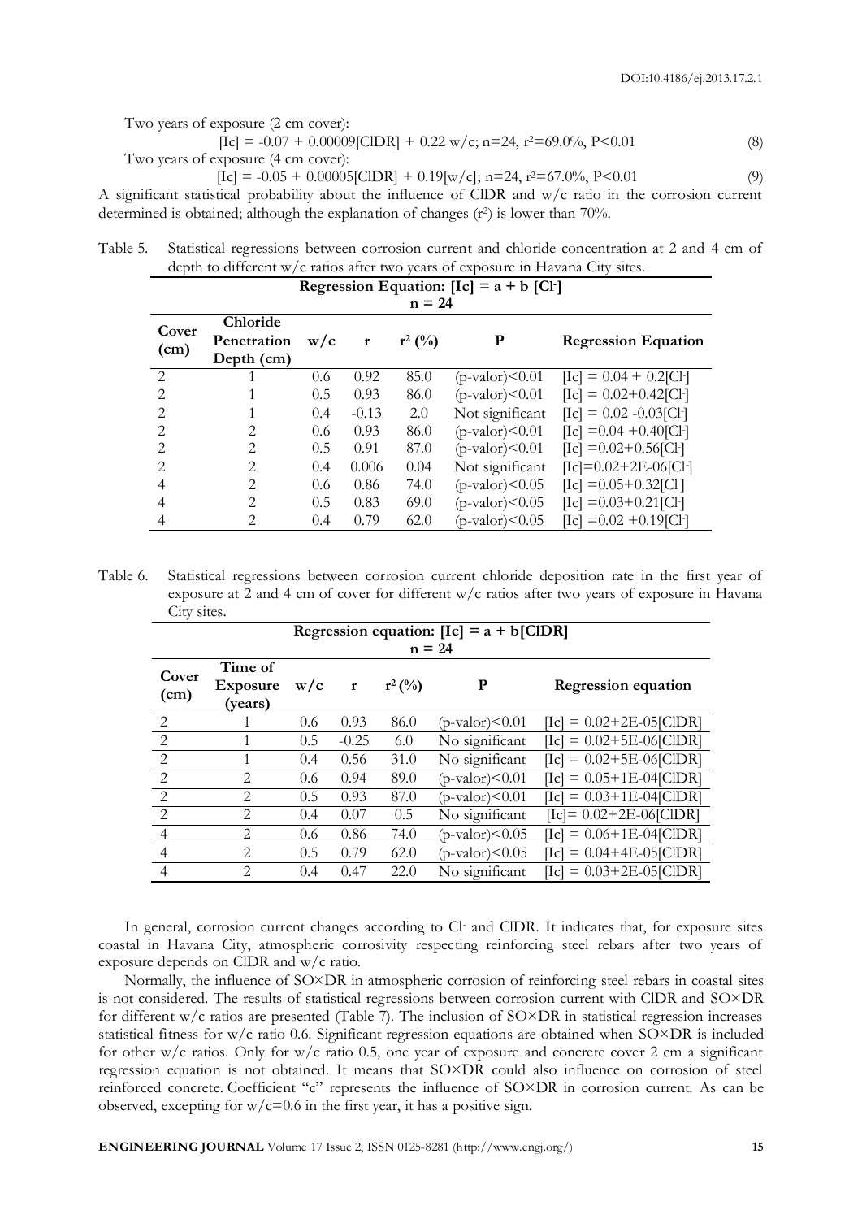Two years of exposure (2 cm cover):

$$[Ic] = -0.07 + 0.00009[ClDR] + 0.22\ w/c;\ n=24,\ r^2=69.0\%,\ P<0.01 \tag{8}$$

Two years of exposure (4 cm cover):

$$[Ic] = -0.05 + 0.00005[ClDR] + 0.19[w/c];\ n=24,\ r^2=67.0\%,\ P<0.01 \tag{9}$$

A significant statistical probability about the influence of ClDR and w/c ratio in the corrosion current determined is obtained; although the explanation of changes ($r^2$) is lower than 70%.

Table 5. Statistical regressions between corrosion current and chloride concentration at 2 and 4 cm of depth to different w/c ratios after two years of exposure in Havana City sites.

| Regression Equation: $[Ic] = a + b\ [Cl^-]$, n = 24 | | | | | | |
|---|---|---|---|---|---|---|
| Cover (cm) | Chloride Penetration Depth (cm) | w/c | r | $r^2$ (%) | P | Regression Equation |
| 2 | 1 | 0.6 | 0.92 | 85.0 | (p-valor)<0.01 | $[Ic] = 0.04 + 0.2[Cl^-]$ |
| 2 | 1 | 0.5 | 0.93 | 86.0 | (p-valor)<0.01 | $[Ic] = 0.02+0.42[Cl^-]$ |
| 2 | 1 | 0.4 | -0.13 | 2.0 | Not significant | $[Ic] = 0.02 -0.03[Cl^-]$ |
| 2 | 2 | 0.6 | 0.93 | 86.0 | (p-valor)<0.01 | $[Ic] =0.04 +0.40[Cl^-]$ |
| 2 | 2 | 0.5 | 0.91 | 87.0 | (p-valor)<0.01 | $[Ic] =0.02+0.56[Cl^-]$ |
| 2 | 2 | 0.4 | 0.006 | 0.04 | Not significant | $[Ic]=0.02+2E\text{-}06[Cl^-]$ |
| 4 | 2 | 0.6 | 0.86 | 74.0 | (p-valor)<0.05 | $[Ic] =0.05+0.32[Cl^-]$ |
| 4 | 2 | 0.5 | 0.83 | 69.0 | (p-valor)<0.05 | $[Ic] =0.03+0.21[Cl^-]$ |
| 4 | 2 | 0.4 | 0.79 | 62.0 | (p-valor)<0.05 | $[Ic] =0.02 +0.19[Cl^-]$ |

Table 6. Statistical regressions between corrosion current chloride deposition rate in the first year of exposure at 2 and 4 cm of cover for different w/c ratios after two years of exposure in Havana City sites.

| Regression equation: $[Ic] = a + b[ClDR]$, n = 24 | | | | | | |
|---|---|---|---|---|---|---|
| Cover (cm) | Time of Exposure (years) | w/c | r | $r^2$ (%) | P | Regression equation |
| 2 | 1 | 0.6 | 0.93 | 86.0 | (p-valor)<0.01 | $[Ic] = 0.02+2E\text{-}05[ClDR]$ |
| 2 | 1 | 0.5 | -0.25 | 6.0 | No significant | $[Ic] = 0.02+5E\text{-}06[ClDR]$ |
| 2 | 1 | 0.4 | 0.56 | 31.0 | No significant | $[Ic] = 0.02+5E\text{-}06[ClDR]$ |
| 2 | 2 | 0.6 | 0.94 | 89.0 | (p-valor)<0.01 | $[Ic] = 0.05+1E\text{-}04[ClDR]$ |
| 2 | 2 | 0.5 | 0.93 | 87.0 | (p-valor)<0.01 | $[Ic] = 0.03+1E\text{-}04[ClDR]$ |
| 2 | 2 | 0.4 | 0.07 | 0.5 | No significant | $[Ic]= 0.02+2E\text{-}06[ClDR]$ |
| 4 | 2 | 0.6 | 0.86 | 74.0 | (p-valor)<0.05 | $[Ic] = 0.06+1E\text{-}04[ClDR]$ |
| 4 | 2 | 0.5 | 0.79 | 62.0 | (p-valor)<0.05 | $[Ic] = 0.04+4E\text{-}05[ClDR]$ |
| 4 | 2 | 0.4 | 0.47 | 22.0 | No significant | $[Ic] = 0.03+2E\text{-}05[ClDR]$ |

In general, corrosion current changes according to $Cl^-$ and ClDR. It indicates that, for exposure sites coastal in Havana City, atmospheric corrosivity respecting reinforcing steel rebars after two years of exposure depends on ClDR and w/c ratio.

Normally, the influence of SO×DR in atmospheric corrosion of reinforcing steel rebars in coastal sites is not considered. The results of statistical regressions between corrosion current with ClDR and SO×DR for different w/c ratios are presented (Table 7). The inclusion of SO×DR in statistical regression increases statistical fitness for w/c ratio 0.6. Significant regression equations are obtained when SO×DR is included for other w/c ratios. Only for w/c ratio 0.5, one year of exposure and concrete cover 2 cm a significant regression equation is not obtained. It means that SO×DR could also influence on corrosion of steel reinforced concrete. Coefficient "c" represents the influence of SO×DR in corrosion current. As can be observed, excepting for w/c=0.6 in the first year, it has a positive sign.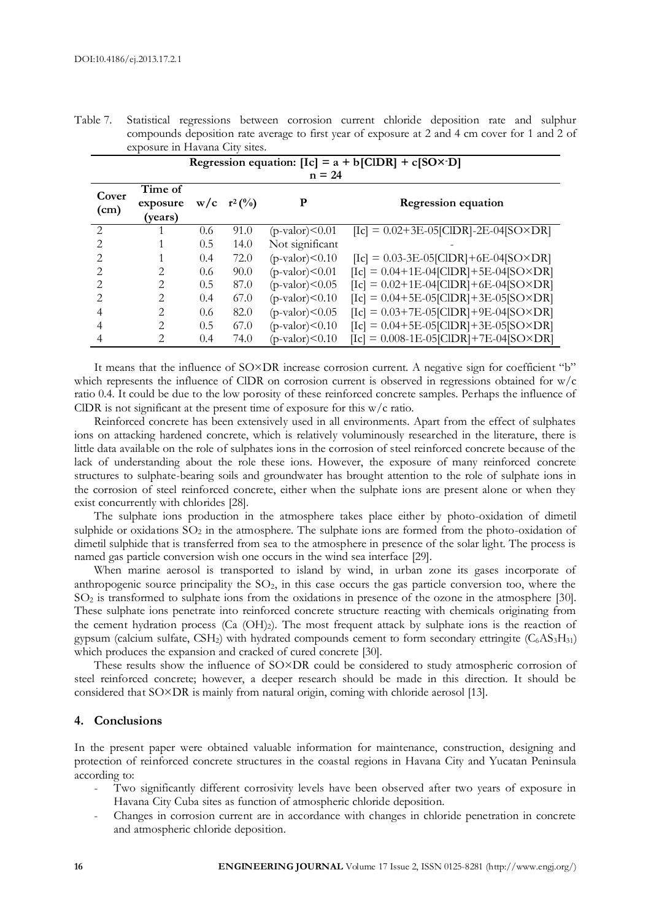Table 7. Statistical regressions between corrosion current chloride deposition rate and sulphur compounds deposition rate average to first year of exposure at 2 and 4 cm cover for 1 and 2 of exposure in Havana City sites.

**Regression equation: [Ic] = a + b[ClDR] + c[SO×·D]**
**n = 24**

| Cover (cm) | Time of exposure (years) | w/c | $r^2$ (%) | P | Regression equation |
|---|---|---|---|---|---|
| 2 | 1 | 0.6 | 91.0 | (p-valor)<0.01 | [Ic] = 0.02+3E-05[ClDR]-2E-04[SO×DR] |
| 2 | 1 | 0.5 | 14.0 | Not significant | - |
| 2 | 1 | 0.4 | 72.0 | (p-valor)<0.10 | [Ic] = 0.03-3E-05[ClDR]+6E-04[SO×DR] |
| 2 | 2 | 0.6 | 90.0 | (p-valor)<0.01 | [Ic] = 0.04+1E-04[ClDR]+5E-04[SO×DR] |
| 2 | 2 | 0.5 | 87.0 | (p-valor)<0.05 | [Ic] = 0.02+1E-04[ClDR]+6E-04[SO×DR] |
| 2 | 2 | 0.4 | 67.0 | (p-valor)<0.10 | [Ic] = 0.04+5E-05[ClDR]+3E-05[SO×DR] |
| 4 | 2 | 0.6 | 82.0 | (p-valor)<0.05 | [Ic] = 0.03+7E-05[ClDR]+9E-04[SO×DR] |
| 4 | 2 | 0.5 | 67.0 | (p-valor)<0.10 | [Ic] = 0.04+5E-05[ClDR]+3E-05[SO×DR] |
| 4 | 2 | 0.4 | 74.0 | (p-valor)<0.10 | [Ic] = 0.008-1E-05[ClDR]+7E-04[SO×DR] |

It means that the influence of SO×DR increase corrosion current. A negative sign for coefficient "b" which represents the influence of ClDR on corrosion current is observed in regressions obtained for w/c ratio 0.4. It could be due to the low porosity of these reinforced concrete samples. Perhaps the influence of ClDR is not significant at the present time of exposure for this w/c ratio.

Reinforced concrete has been extensively used in all environments. Apart from the effect of sulphates ions on attacking hardened concrete, which is relatively voluminously researched in the literature, there is little data available on the role of sulphates ions in the corrosion of steel reinforced concrete because of the lack of understanding about the role these ions. However, the exposure of many reinforced concrete structures to sulphate-bearing soils and groundwater has brought attention to the role of sulphate ions in the corrosion of steel reinforced concrete, either when the sulphate ions are present alone or when they exist concurrently with chlorides [28].

The sulphate ions production in the atmosphere takes place either by photo-oxidation of dimetil sulphide or oxidations $SO_2$ in the atmosphere. The sulphate ions are formed from the photo-oxidation of dimetil sulphide that is transferred from sea to the atmosphere in presence of the solar light. The process is named gas particle conversion wish one occurs in the wind sea interface [29].

When marine aerosol is transported to island by wind, in urban zone its gases incorporate of anthropogenic source principality the $SO_2$, in this case occurs the gas particle conversion too, where the $SO_2$ is transformed to sulphate ions from the oxidations in presence of the ozone in the atmosphere [30]. These sulphate ions penetrate into reinforced concrete structure reacting with chemicals originating from the cement hydration process ($Ca(OH)_2$). The most frequent attack by sulphate ions is the reaction of gypsum (calcium sulfate, $CSH_2$) with hydrated compounds cement to form secondary ettringite ($C_6AS_3H_{31}$) which produces the expansion and cracked of cured concrete [30].

These results show the influence of SO×DR could be considered to study atmospheric corrosion of steel reinforced concrete; however, a deeper research should be made in this direction. It should be considered that SO×DR is mainly from natural origin, coming with chloride aerosol [13].

## 4. Conclusions

In the present paper were obtained valuable information for maintenance, construction, designing and protection of reinforced concrete structures in the coastal regions in Havana City and Yucatan Peninsula according to:

- Two significantly different corrosivity levels have been observed after two years of exposure in Havana City Cuba sites as function of atmospheric chloride deposition.
- Changes in corrosion current are in accordance with changes in chloride penetration in concrete and atmospheric chloride deposition.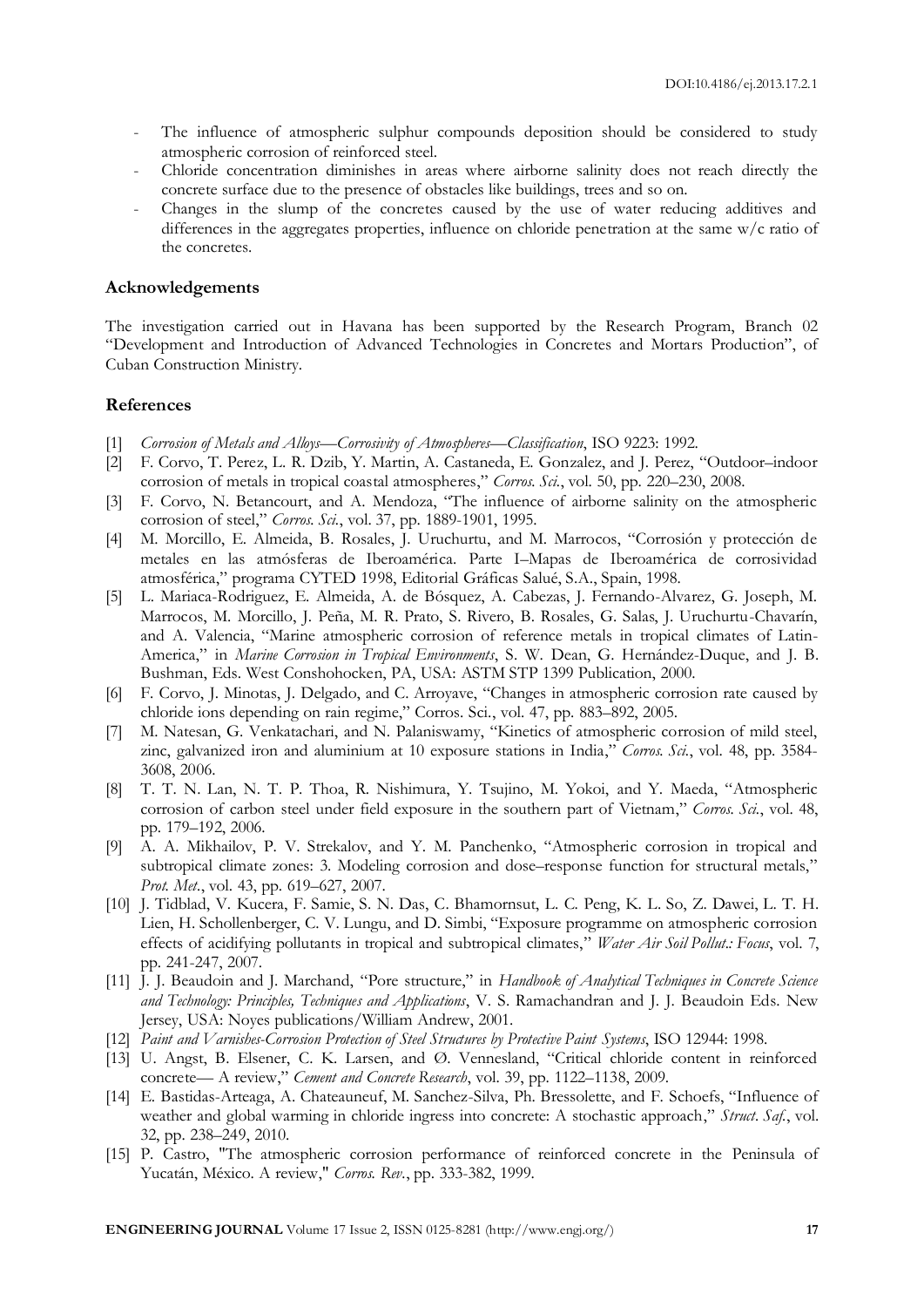- The influence of atmospheric sulphur compounds deposition should be considered to study atmospheric corrosion of reinforced steel.
- Chloride concentration diminishes in areas where airborne salinity does not reach directly the concrete surface due to the presence of obstacles like buildings, trees and so on.
- Changes in the slump of the concretes caused by the use of water reducing additives and differences in the aggregates properties, influence on chloride penetration at the same w/c ratio of the concretes.

## Acknowledgements

The investigation carried out in Havana has been supported by the Research Program, Branch 02 "Development and Introduction of Advanced Technologies in Concretes and Mortars Production", of Cuban Construction Ministry.

## References

[1] *Corrosion of Metals and Alloys—Corrosivity of Atmospheres—Classification*, ISO 9223: 1992.

[2] F. Corvo, T. Perez, L. R. Dzib, Y. Martin, A. Castaneda, E. Gonzalez, and J. Perez, "Outdoor–indoor corrosion of metals in tropical coastal atmospheres," *Corros. Sci.*, vol. 50, pp. 220–230, 2008.

[3] F. Corvo, N. Betancourt, and A. Mendoza, "The influence of airborne salinity on the atmospheric corrosion of steel," *Corros. Sci.*, vol. 37, pp. 1889-1901, 1995.

[4] M. Morcillo, E. Almeida, B. Rosales, J. Uruchurtu, and M. Marrocos, "Corrosión y protección de metales en las atmósferas de Iberoamérica. Parte I–Mapas de Iberoamérica de corrosividad atmosférica," programa CYTED 1998, Editorial Gráficas Salué, S.A., Spain, 1998.

[5] L. Mariaca-Rodriguez, E. Almeida, A. de Bósquez, A. Cabezas, J. Fernando-Alvarez, G. Joseph, M. Marrocos, M. Morcillo, J. Peña, M. R. Prato, S. Rivero, B. Rosales, G. Salas, J. Uruchurtu-Chavarín, and A. Valencia, "Marine atmospheric corrosion of reference metals in tropical climates of Latin-America," in *Marine Corrosion in Tropical Environments*, S. W. Dean, G. Hernández-Duque, and J. B. Bushman, Eds. West Conshohocken, PA, USA: ASTM STP 1399 Publication, 2000.

[6] F. Corvo, J. Minotas, J. Delgado, and C. Arroyave, "Changes in atmospheric corrosion rate caused by chloride ions depending on rain regime," Corros. Sci., vol. 47, pp. 883–892, 2005.

[7] M. Natesan, G. Venkatachari, and N. Palaniswamy, "Kinetics of atmospheric corrosion of mild steel, zinc, galvanized iron and aluminium at 10 exposure stations in India," *Corros. Sci.*, vol. 48, pp. 3584-3608, 2006.

[8] T. T. N. Lan, N. T. P. Thoa, R. Nishimura, Y. Tsujino, M. Yokoi, and Y. Maeda, "Atmospheric corrosion of carbon steel under field exposure in the southern part of Vietnam," *Corros. Sci.*, vol. 48, pp. 179–192, 2006.

[9] A. A. Mikhailov, P. V. Strekalov, and Y. M. Panchenko, "Atmospheric corrosion in tropical and subtropical climate zones: 3. Modeling corrosion and dose–response function for structural metals," *Prot. Met.*, vol. 43, pp. 619–627, 2007.

[10] J. Tidblad, V. Kucera, F. Samie, S. N. Das, C. Bhamornsut, L. C. Peng, K. L. So, Z. Dawei, L. T. H. Lien, H. Schollenberger, C. V. Lungu, and D. Simbi, "Exposure programme on atmospheric corrosion effects of acidifying pollutants in tropical and subtropical climates," *Water Air Soil Pollut.: Focus*, vol. 7, pp. 241-247, 2007.

[11] J. J. Beaudoin and J. Marchand, "Pore structure," in *Handbook of Analytical Techniques in Concrete Science and Technology: Principles, Techniques and Applications*, V. S. Ramachandran and J. J. Beaudoin Eds. New Jersey, USA: Noyes publications/William Andrew, 2001.

[12] *Paint and Varnishes-Corrosion Protection of Steel Structures by Protective Paint Systems*, ISO 12944: 1998.

[13] U. Angst, B. Elsener, C. K. Larsen, and Ø. Vennesland, "Critical chloride content in reinforced concrete— A review," *Cement and Concrete Research*, vol. 39, pp. 1122–1138, 2009.

[14] E. Bastidas-Arteaga, A. Chateauneuf, M. Sanchez-Silva, Ph. Bressolette, and F. Schoefs, "Influence of weather and global warming in chloride ingress into concrete: A stochastic approach," *Struct. Saf.*, vol. 32, pp. 238–249, 2010.

[15] P. Castro, "The atmospheric corrosion performance of reinforced concrete in the Peninsula of Yucatán, México. A review," *Corros. Rev.*, pp. 333-382, 1999.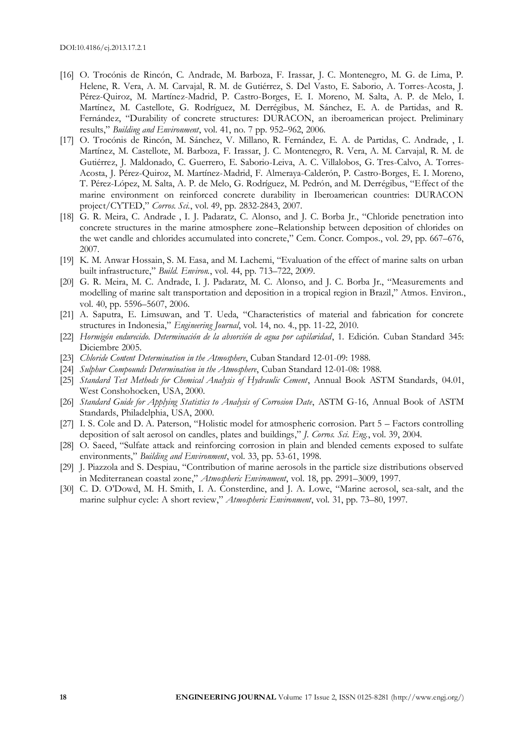[16] O. Trocónis de Rincón, C. Andrade, M. Barboza, F. Irassar, J. C. Montenegro, M. G. de Lima, P. Helene, R. Vera, A. M. Carvajal, R. M. de Gutiérrez, S. Del Vasto, E. Saborio, A. Torres-Acosta, J. Pérez-Quiroz, M. Martínez-Madrid, P. Castro-Borges, E. I. Moreno, M. Salta, A. P. de Melo, I. Martínez, M. Castellote, G. Rodríguez, M. Derrégibus, M. Sánchez, E. A. de Partidas, and R. Fernández, "Durability of concrete structures: DURACON, an iberoamerican project. Preliminary results," *Building and Environment*, vol. 41, no. 7 pp. 952–962, 2006.

[17] O. Trocónis de Rincón, M. Sánchez, V. Millano, R. Fernández, E. A. de Partidas, C. Andrade, , I. Martínez, M. Castellote, M. Barboza, F. Irassar, J. C. Montenegro, R. Vera, A. M. Carvajal, R. M. de Gutiérrez, J. Maldonado, C. Guerrero, E. Saborio-Leiva, A. C. Villalobos, G. Tres-Calvo, A. Torres-Acosta, J. Pérez-Quiroz, M. Martínez-Madrid, F. Almeraya-Calderón, P. Castro-Borges, E. I. Moreno, T. Pérez-López, M. Salta, A. P. de Melo, G. Rodríguez, M. Pedrón, and M. Derrégibus, "Effect of the marine environment on reinforced concrete durability in Iberoamerican countries: DURACON project/CYTED," *Corros. Sci.*, vol. 49, pp. 2832-2843, 2007.

[18] G. R. Meira, C. Andrade , I. J. Padaratz, C. Alonso, and J. C. Borba Jr., "Chloride penetration into concrete structures in the marine atmosphere zone–Relationship between deposition of chlorides on the wet candle and chlorides accumulated into concrete," Cem. Concr. Compos., vol. 29, pp. 667–676, 2007.

[19] K. M. Anwar Hossain, S. M. Easa, and M. Lachemi, "Evaluation of the effect of marine salts on urban built infrastructure," *Build. Environ.*, vol. 44, pp. 713–722, 2009.

[20] G. R. Meira, M. C. Andrade, I. J. Padaratz, M. C. Alonso, and J. C. Borba Jr., "Measurements and modelling of marine salt transportation and deposition in a tropical region in Brazil," Atmos. Environ., vol. 40, pp. 5596–5607, 2006.

[21] A. Saputra, E. Limsuwan, and T. Ueda, "Characteristics of material and fabrication for concrete structures in Indonesia," *Engineering Journal*, vol. 14, no. 4., pp. 11-22, 2010.

[22] *Hormigón endurecido. Determinación de la absorción de agua por capilaridad*, 1. Edición. Cuban Standard 345: Diciembre 2005.

[23] *Chloride Content Determination in the Atmosphere*, Cuban Standard 12-01-09: 1988.

[24] *Sulphur Compounds Determination in the Atmosphere*, Cuban Standard 12-01-08: 1988.

[25] *Standard Test Methods for Chemical Analysis of Hydraulic Cement*, Annual Book ASTM Standards, 04.01, West Conshohocken, USA, 2000.

[26] *Standard Guide for Applying Statistics to Analysis of Corrosion Date*, ASTM G-16, Annual Book of ASTM Standards, Philadelphia, USA, 2000.

[27] I. S. Cole and D. A. Paterson, "Holistic model for atmospheric corrosion. Part 5 – Factors controlling deposition of salt aerosol on candles, plates and buildings," *J. Corros. Sci. Eng.*, vol. 39, 2004.

[28] O. Saeed, "Sulfate attack and reinforcing corrosion in plain and blended cements exposed to sulfate environments," *Building and Environment*, vol. 33, pp. 53-61, 1998.

[29] J. Piazzola and S. Despiau, "Contribution of marine aerosols in the particle size distributions observed in Mediterranean coastal zone," *Atmospheric Environment*, vol. 18, pp. 2991–3009, 1997.

[30] C. D. O'Dowd, M. H. Smith, I. A. Consterdine, and J. A. Lowe, "Marine aerosol, sea-salt, and the marine sulphur cycle: A short review," *Atmospheric Environment*, vol. 31, pp. 73–80, 1997.